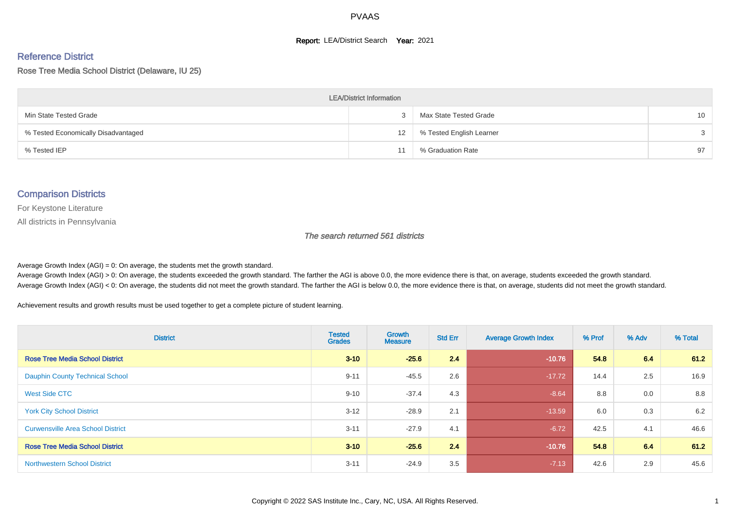# PVAAS

**Report:** LEA/District Search **Year:** 2021

## Reference District

Rose Tree Media School District (Delaware, IU 25)

| LEA/District Information | | | |
|---|---|---|---|
| Min State Tested Grade | 3 | Max State Tested Grade | 10 |
| % Tested Economically Disadvantaged | 12 | % Tested English Learner | 3 |
| % Tested IEP | 11 | % Graduation Rate | 97 |

## Comparison Districts

For Keystone Literature

All districts in Pennsylvania

*The search returned 561 districts*

Average Growth Index (AGI) = 0: On average, the students met the growth standard.

Average Growth Index (AGI) > 0: On average, the students exceeded the growth standard. The farther the AGI is above 0.0, the more evidence there is that, on average, students exceeded the growth standard.

Average Growth Index (AGI) < 0: On average, the students did not meet the growth standard. The farther the AGI is below 0.0, the more evidence there is that, on average, students did not meet the growth standard.

Achievement results and growth results must be used together to get a complete picture of student learning.

| District | Tested Grades | Growth Measure | Std Err | Average Growth Index | % Prof | % Adv | % Total |
|---|---|---|---|---|---|---|---|
| **Rose Tree Media School District** | **3-10** | **-25.6** | **2.4** | **-10.76** | **54.8** | **6.4** | **61.2** |
| Dauphin County Technical School | 9-11 | -45.5 | 2.6 | -17.72 | 14.4 | 2.5 | 16.9 |
| West Side CTC | 9-10 | -37.4 | 4.3 | -8.64 | 8.8 | 0.0 | 8.8 |
| York City School District | 3-12 | -28.9 | 2.1 | -13.59 | 6.0 | 0.3 | 6.2 |
| Curwensville Area School District | 3-11 | -27.9 | 4.1 | -6.72 | 42.5 | 4.1 | 46.6 |
| **Rose Tree Media School District** | **3-10** | **-25.6** | **2.4** | **-10.76** | **54.8** | **6.4** | **61.2** |
| Northwestern School District | 3-11 | -24.9 | 3.5 | -7.13 | 42.6 | 2.9 | 45.6 |

Copyright © 2022 SAS Institute Inc., Cary, NC, USA. All Rights Reserved.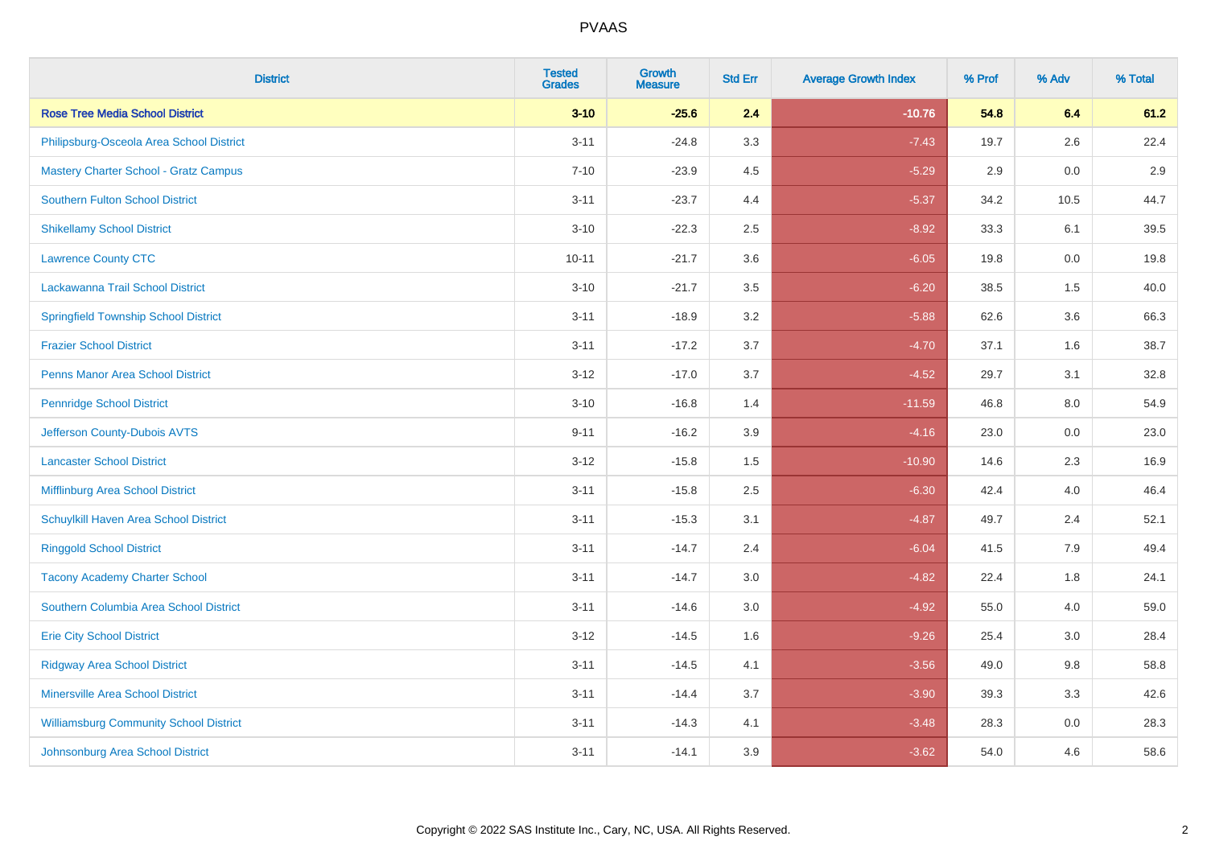| District | Tested Grades | Growth Measure | Std Err | Average Growth Index | % Prof | % Adv | % Total |
|---|---|---|---|---|---|---|---|
| **Rose Tree Media School District** | **3-10** | **-25.6** | **2.4** | **-10.76** | **54.8** | **6.4** | **61.2** |
| Philipsburg-Osceola Area School District | 3-11 | -24.8 | 3.3 | -7.43 | 19.7 | 2.6 | 22.4 |
| Mastery Charter School - Gratz Campus | 7-10 | -23.9 | 4.5 | -5.29 | 2.9 | 0.0 | 2.9 |
| Southern Fulton School District | 3-11 | -23.7 | 4.4 | -5.37 | 34.2 | 10.5 | 44.7 |
| Shikellamy School District | 3-10 | -22.3 | 2.5 | -8.92 | 33.3 | 6.1 | 39.5 |
| Lawrence County CTC | 10-11 | -21.7 | 3.6 | -6.05 | 19.8 | 0.0 | 19.8 |
| Lackawanna Trail School District | 3-10 | -21.7 | 3.5 | -6.20 | 38.5 | 1.5 | 40.0 |
| Springfield Township School District | 3-11 | -18.9 | 3.2 | -5.88 | 62.6 | 3.6 | 66.3 |
| Frazier School District | 3-11 | -17.2 | 3.7 | -4.70 | 37.1 | 1.6 | 38.7 |
| Penns Manor Area School District | 3-12 | -17.0 | 3.7 | -4.52 | 29.7 | 3.1 | 32.8 |
| Pennridge School District | 3-10 | -16.8 | 1.4 | -11.59 | 46.8 | 8.0 | 54.9 |
| Jefferson County-Dubois AVTS | 9-11 | -16.2 | 3.9 | -4.16 | 23.0 | 0.0 | 23.0 |
| Lancaster School District | 3-12 | -15.8 | 1.5 | -10.90 | 14.6 | 2.3 | 16.9 |
| Mifflinburg Area School District | 3-11 | -15.8 | 2.5 | -6.30 | 42.4 | 4.0 | 46.4 |
| Schuylkill Haven Area School District | 3-11 | -15.3 | 3.1 | -4.87 | 49.7 | 2.4 | 52.1 |
| Ringgold School District | 3-11 | -14.7 | 2.4 | -6.04 | 41.5 | 7.9 | 49.4 |
| Tacony Academy Charter School | 3-11 | -14.7 | 3.0 | -4.82 | 22.4 | 1.8 | 24.1 |
| Southern Columbia Area School District | 3-11 | -14.6 | 3.0 | -4.92 | 55.0 | 4.0 | 59.0 |
| Erie City School District | 3-12 | -14.5 | 1.6 | -9.26 | 25.4 | 3.0 | 28.4 |
| Ridgway Area School District | 3-11 | -14.5 | 4.1 | -3.56 | 49.0 | 9.8 | 58.8 |
| Minersville Area School District | 3-11 | -14.4 | 3.7 | -3.90 | 39.3 | 3.3 | 42.6 |
| Williamsburg Community School District | 3-11 | -14.3 | 4.1 | -3.48 | 28.3 | 0.0 | 28.3 |
| Johnsonburg Area School District | 3-11 | -14.1 | 3.9 | -3.62 | 54.0 | 4.6 | 58.6 |

Copyright © 2022 SAS Institute Inc., Cary, NC, USA. All Rights Reserved.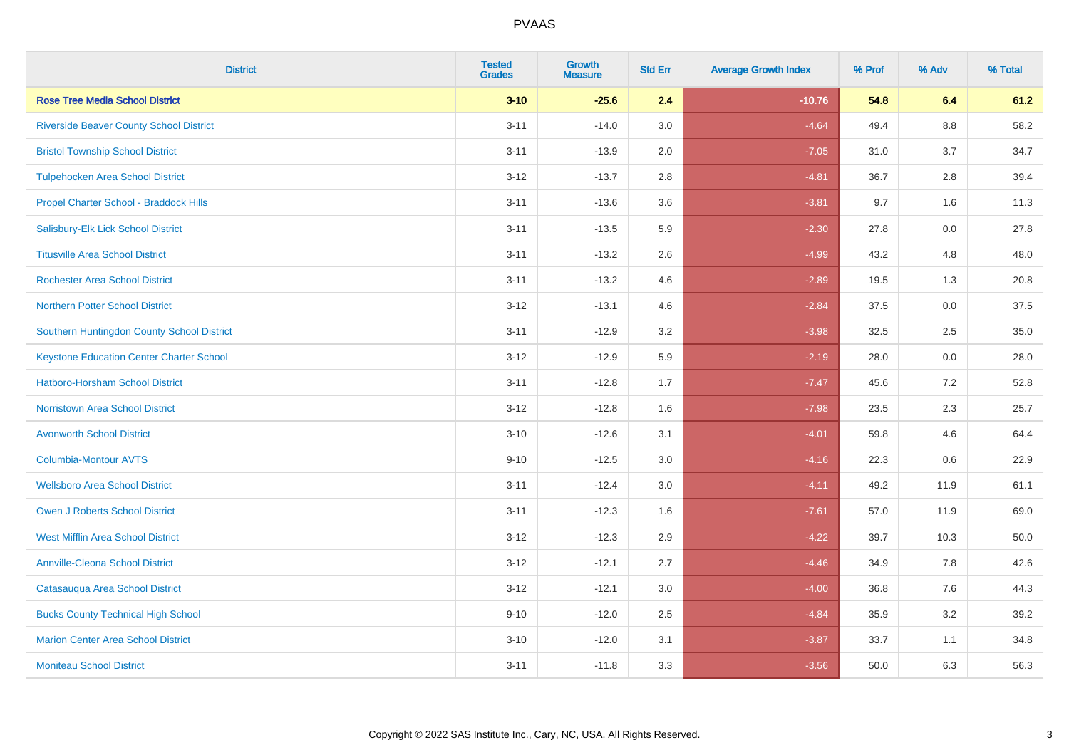# PVAAS

| District | Tested Grades | Growth Measure | Std Err | Average Growth Index | % Prof | % Adv | % Total |
|---|---|---|---|---|---|---|---|
| **Rose Tree Media School District** | **3-10** | **-25.6** | **2.4** | **-10.76** | **54.8** | **6.4** | **61.2** |
| Riverside Beaver County School District | 3-11 | -14.0 | 3.0 | -4.64 | 49.4 | 8.8 | 58.2 |
| Bristol Township School District | 3-11 | -13.9 | 2.0 | -7.05 | 31.0 | 3.7 | 34.7 |
| Tulpehocken Area School District | 3-12 | -13.7 | 2.8 | -4.81 | 36.7 | 2.8 | 39.4 |
| Propel Charter School - Braddock Hills | 3-11 | -13.6 | 3.6 | -3.81 | 9.7 | 1.6 | 11.3 |
| Salisbury-Elk Lick School District | 3-11 | -13.5 | 5.9 | -2.30 | 27.8 | 0.0 | 27.8 |
| Titusville Area School District | 3-11 | -13.2 | 2.6 | -4.99 | 43.2 | 4.8 | 48.0 |
| Rochester Area School District | 3-11 | -13.2 | 4.6 | -2.89 | 19.5 | 1.3 | 20.8 |
| Northern Potter School District | 3-12 | -13.1 | 4.6 | -2.84 | 37.5 | 0.0 | 37.5 |
| Southern Huntingdon County School District | 3-11 | -12.9 | 3.2 | -3.98 | 32.5 | 2.5 | 35.0 |
| Keystone Education Center Charter School | 3-12 | -12.9 | 5.9 | -2.19 | 28.0 | 0.0 | 28.0 |
| Hatboro-Horsham School District | 3-11 | -12.8 | 1.7 | -7.47 | 45.6 | 7.2 | 52.8 |
| Norristown Area School District | 3-12 | -12.8 | 1.6 | -7.98 | 23.5 | 2.3 | 25.7 |
| Avonworth School District | 3-10 | -12.6 | 3.1 | -4.01 | 59.8 | 4.6 | 64.4 |
| Columbia-Montour AVTS | 9-10 | -12.5 | 3.0 | -4.16 | 22.3 | 0.6 | 22.9 |
| Wellsboro Area School District | 3-11 | -12.4 | 3.0 | -4.11 | 49.2 | 11.9 | 61.1 |
| Owen J Roberts School District | 3-11 | -12.3 | 1.6 | -7.61 | 57.0 | 11.9 | 69.0 |
| West Mifflin Area School District | 3-12 | -12.3 | 2.9 | -4.22 | 39.7 | 10.3 | 50.0 |
| Annville-Cleona School District | 3-12 | -12.1 | 2.7 | -4.46 | 34.9 | 7.8 | 42.6 |
| Catasauqua Area School District | 3-12 | -12.1 | 3.0 | -4.00 | 36.8 | 7.6 | 44.3 |
| Bucks County Technical High School | 9-10 | -12.0 | 2.5 | -4.84 | 35.9 | 3.2 | 39.2 |
| Marion Center Area School District | 3-10 | -12.0 | 3.1 | -3.87 | 33.7 | 1.1 | 34.8 |
| Moniteau School District | 3-11 | -11.8 | 3.3 | -3.56 | 50.0 | 6.3 | 56.3 |

Copyright © 2022 SAS Institute Inc., Cary, NC, USA. All Rights Reserved.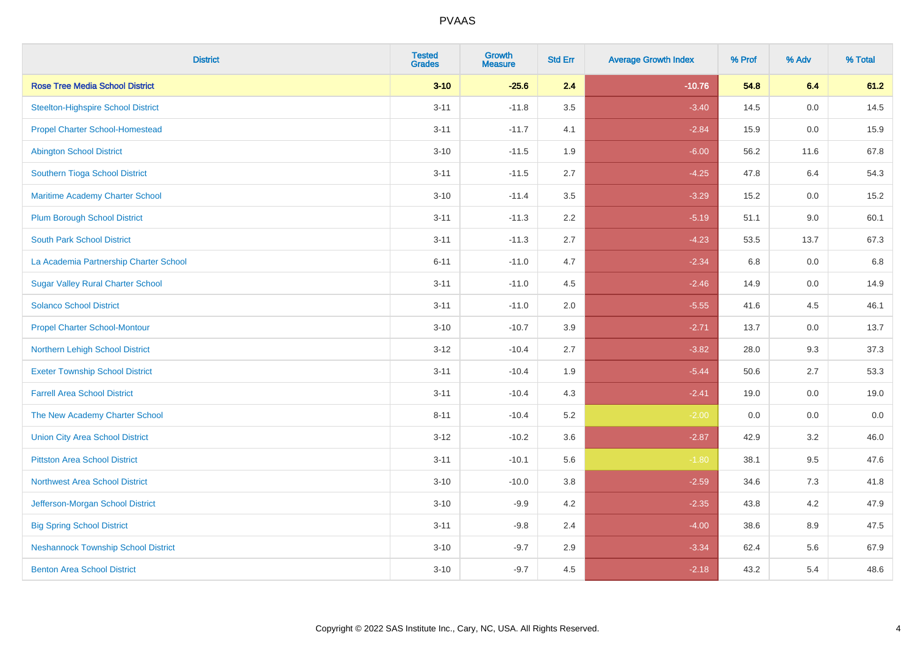| District | Tested Grades | Growth Measure | Std Err | Average Growth Index | % Prof | % Adv | % Total |
|---|---|---|---|---|---|---|---|
| **Rose Tree Media School District** | **3-10** | **-25.6** | **2.4** | **-10.76** | **54.8** | **6.4** | **61.2** |
| Steelton-Highspire School District | 3-11 | -11.8 | 3.5 | -3.40 | 14.5 | 0.0 | 14.5 |
| Propel Charter School-Homestead | 3-11 | -11.7 | 4.1 | -2.84 | 15.9 | 0.0 | 15.9 |
| Abington School District | 3-10 | -11.5 | 1.9 | -6.00 | 56.2 | 11.6 | 67.8 |
| Southern Tioga School District | 3-11 | -11.5 | 2.7 | -4.25 | 47.8 | 6.4 | 54.3 |
| Maritime Academy Charter School | 3-10 | -11.4 | 3.5 | -3.29 | 15.2 | 0.0 | 15.2 |
| Plum Borough School District | 3-11 | -11.3 | 2.2 | -5.19 | 51.1 | 9.0 | 60.1 |
| South Park School District | 3-11 | -11.3 | 2.7 | -4.23 | 53.5 | 13.7 | 67.3 |
| La Academia Partnership Charter School | 6-11 | -11.0 | 4.7 | -2.34 | 6.8 | 0.0 | 6.8 |
| Sugar Valley Rural Charter School | 3-11 | -11.0 | 4.5 | -2.46 | 14.9 | 0.0 | 14.9 |
| Solanco School District | 3-11 | -11.0 | 2.0 | -5.55 | 41.6 | 4.5 | 46.1 |
| Propel Charter School-Montour | 3-10 | -10.7 | 3.9 | -2.71 | 13.7 | 0.0 | 13.7 |
| Northern Lehigh School District | 3-12 | -10.4 | 2.7 | -3.82 | 28.0 | 9.3 | 37.3 |
| Exeter Township School District | 3-11 | -10.4 | 1.9 | -5.44 | 50.6 | 2.7 | 53.3 |
| Farrell Area School District | 3-11 | -10.4 | 4.3 | -2.41 | 19.0 | 0.0 | 19.0 |
| The New Academy Charter School | 8-11 | -10.4 | 5.2 | -2.00 | 0.0 | 0.0 | 0.0 |
| Union City Area School District | 3-12 | -10.2 | 3.6 | -2.87 | 42.9 | 3.2 | 46.0 |
| Pittston Area School District | 3-11 | -10.1 | 5.6 | -1.80 | 38.1 | 9.5 | 47.6 |
| Northwest Area School District | 3-10 | -10.0 | 3.8 | -2.59 | 34.6 | 7.3 | 41.8 |
| Jefferson-Morgan School District | 3-10 | -9.9 | 4.2 | -2.35 | 43.8 | 4.2 | 47.9 |
| Big Spring School District | 3-11 | -9.8 | 2.4 | -4.00 | 38.6 | 8.9 | 47.5 |
| Neshannock Township School District | 3-10 | -9.7 | 2.9 | -3.34 | 62.4 | 5.6 | 67.9 |
| Benton Area School District | 3-10 | -9.7 | 4.5 | -2.18 | 43.2 | 5.4 | 48.6 |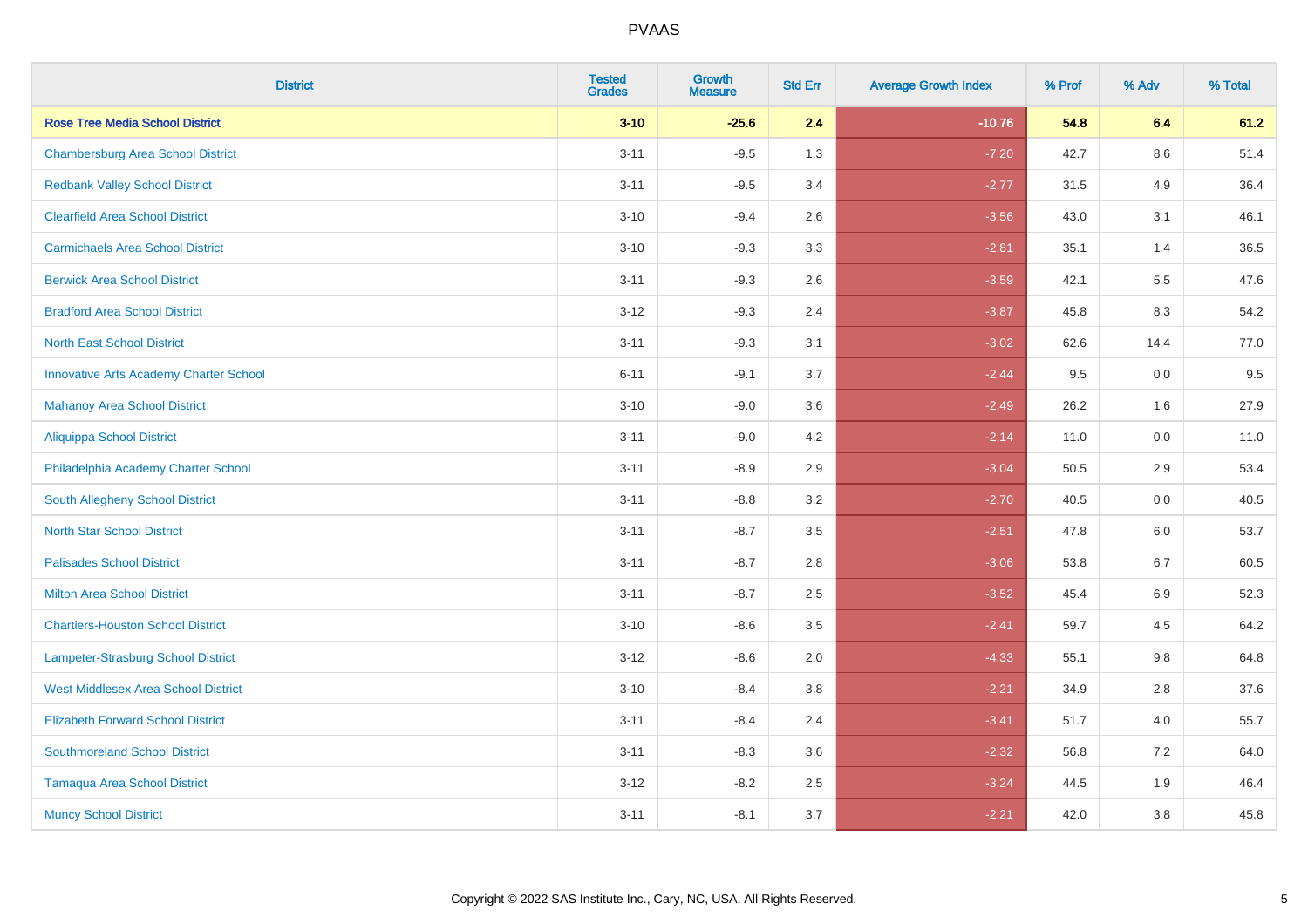| District | Tested Grades | Growth Measure | Std Err | Average Growth Index | % Prof | % Adv | % Total |
|---|---|---|---|---|---|---|---|
| **Rose Tree Media School District** | **3-10** | **-25.6** | **2.4** | **-10.76** | **54.8** | **6.4** | **61.2** |
| Chambersburg Area School District | 3-11 | -9.5 | 1.3 | -7.20 | 42.7 | 8.6 | 51.4 |
| Redbank Valley School District | 3-11 | -9.5 | 3.4 | -2.77 | 31.5 | 4.9 | 36.4 |
| Clearfield Area School District | 3-10 | -9.4 | 2.6 | -3.56 | 43.0 | 3.1 | 46.1 |
| Carmichaels Area School District | 3-10 | -9.3 | 3.3 | -2.81 | 35.1 | 1.4 | 36.5 |
| Berwick Area School District | 3-11 | -9.3 | 2.6 | -3.59 | 42.1 | 5.5 | 47.6 |
| Bradford Area School District | 3-12 | -9.3 | 2.4 | -3.87 | 45.8 | 8.3 | 54.2 |
| North East School District | 3-11 | -9.3 | 3.1 | -3.02 | 62.6 | 14.4 | 77.0 |
| Innovative Arts Academy Charter School | 6-11 | -9.1 | 3.7 | -2.44 | 9.5 | 0.0 | 9.5 |
| Mahanoy Area School District | 3-10 | -9.0 | 3.6 | -2.49 | 26.2 | 1.6 | 27.9 |
| Aliquippa School District | 3-11 | -9.0 | 4.2 | -2.14 | 11.0 | 0.0 | 11.0 |
| Philadelphia Academy Charter School | 3-11 | -8.9 | 2.9 | -3.04 | 50.5 | 2.9 | 53.4 |
| South Allegheny School District | 3-11 | -8.8 | 3.2 | -2.70 | 40.5 | 0.0 | 40.5 |
| North Star School District | 3-11 | -8.7 | 3.5 | -2.51 | 47.8 | 6.0 | 53.7 |
| Palisades School District | 3-11 | -8.7 | 2.8 | -3.06 | 53.8 | 6.7 | 60.5 |
| Milton Area School District | 3-11 | -8.7 | 2.5 | -3.52 | 45.4 | 6.9 | 52.3 |
| Chartiers-Houston School District | 3-10 | -8.6 | 3.5 | -2.41 | 59.7 | 4.5 | 64.2 |
| Lampeter-Strasburg School District | 3-12 | -8.6 | 2.0 | -4.33 | 55.1 | 9.8 | 64.8 |
| West Middlesex Area School District | 3-10 | -8.4 | 3.8 | -2.21 | 34.9 | 2.8 | 37.6 |
| Elizabeth Forward School District | 3-11 | -8.4 | 2.4 | -3.41 | 51.7 | 4.0 | 55.7 |
| Southmoreland School District | 3-11 | -8.3 | 3.6 | -2.32 | 56.8 | 7.2 | 64.0 |
| Tamaqua Area School District | 3-12 | -8.2 | 2.5 | -3.24 | 44.5 | 1.9 | 46.4 |
| Muncy School District | 3-11 | -8.1 | 3.7 | -2.21 | 42.0 | 3.8 | 45.8 |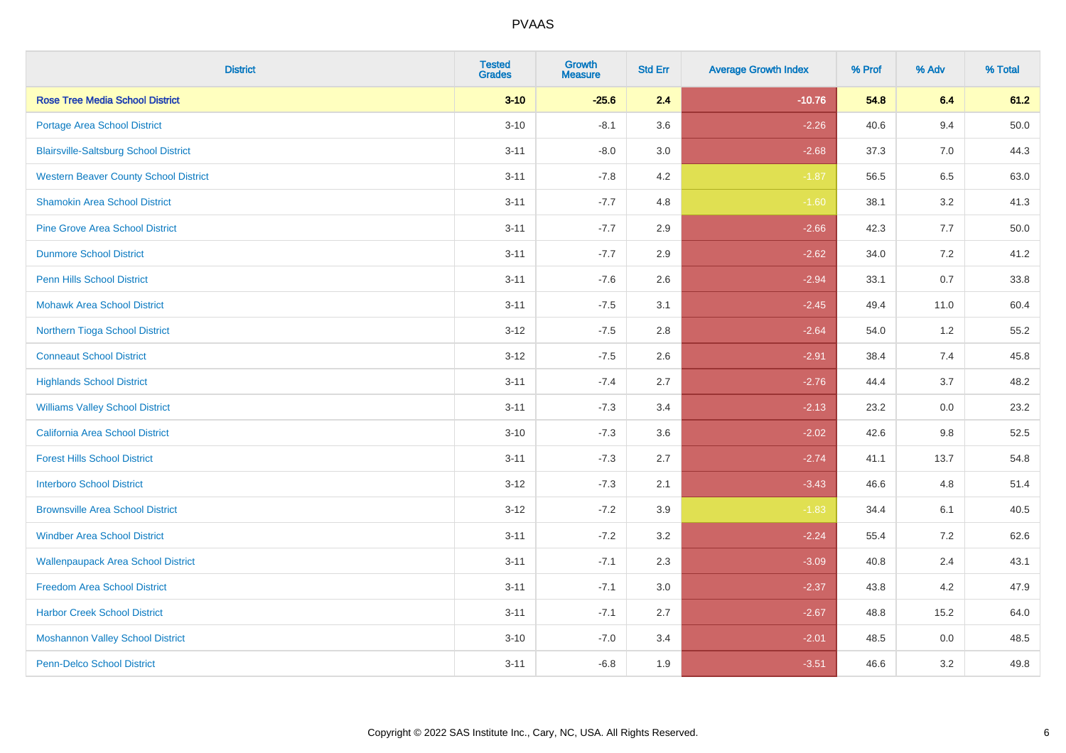| District | Tested Grades | Growth Measure | Std Err | Average Growth Index | % Prof | % Adv | % Total |
|---|---|---|---|---|---|---|---|
| **Rose Tree Media School District** | **3-10** | **-25.6** | **2.4** | **-10.76** | **54.8** | **6.4** | **61.2** |
| Portage Area School District | 3-10 | -8.1 | 3.6 | -2.26 | 40.6 | 9.4 | 50.0 |
| Blairsville-Saltsburg School District | 3-11 | -8.0 | 3.0 | -2.68 | 37.3 | 7.0 | 44.3 |
| Western Beaver County School District | 3-11 | -7.8 | 4.2 | -1.87 | 56.5 | 6.5 | 63.0 |
| Shamokin Area School District | 3-11 | -7.7 | 4.8 | -1.60 | 38.1 | 3.2 | 41.3 |
| Pine Grove Area School District | 3-11 | -7.7 | 2.9 | -2.66 | 42.3 | 7.7 | 50.0 |
| Dunmore School District | 3-11 | -7.7 | 2.9 | -2.62 | 34.0 | 7.2 | 41.2 |
| Penn Hills School District | 3-11 | -7.6 | 2.6 | -2.94 | 33.1 | 0.7 | 33.8 |
| Mohawk Area School District | 3-11 | -7.5 | 3.1 | -2.45 | 49.4 | 11.0 | 60.4 |
| Northern Tioga School District | 3-12 | -7.5 | 2.8 | -2.64 | 54.0 | 1.2 | 55.2 |
| Conneaut School District | 3-12 | -7.5 | 2.6 | -2.91 | 38.4 | 7.4 | 45.8 |
| Highlands School District | 3-11 | -7.4 | 2.7 | -2.76 | 44.4 | 3.7 | 48.2 |
| Williams Valley School District | 3-11 | -7.3 | 3.4 | -2.13 | 23.2 | 0.0 | 23.2 |
| California Area School District | 3-10 | -7.3 | 3.6 | -2.02 | 42.6 | 9.8 | 52.5 |
| Forest Hills School District | 3-11 | -7.3 | 2.7 | -2.74 | 41.1 | 13.7 | 54.8 |
| Interboro School District | 3-12 | -7.3 | 2.1 | -3.43 | 46.6 | 4.8 | 51.4 |
| Brownsville Area School District | 3-12 | -7.2 | 3.9 | -1.83 | 34.4 | 6.1 | 40.5 |
| Windber Area School District | 3-11 | -7.2 | 3.2 | -2.24 | 55.4 | 7.2 | 62.6 |
| Wallenpaupack Area School District | 3-11 | -7.1 | 2.3 | -3.09 | 40.8 | 2.4 | 43.1 |
| Freedom Area School District | 3-11 | -7.1 | 3.0 | -2.37 | 43.8 | 4.2 | 47.9 |
| Harbor Creek School District | 3-11 | -7.1 | 2.7 | -2.67 | 48.8 | 15.2 | 64.0 |
| Moshannon Valley School District | 3-10 | -7.0 | 3.4 | -2.01 | 48.5 | 0.0 | 48.5 |
| Penn-Delco School District | 3-11 | -6.8 | 1.9 | -3.51 | 46.6 | 3.2 | 49.8 |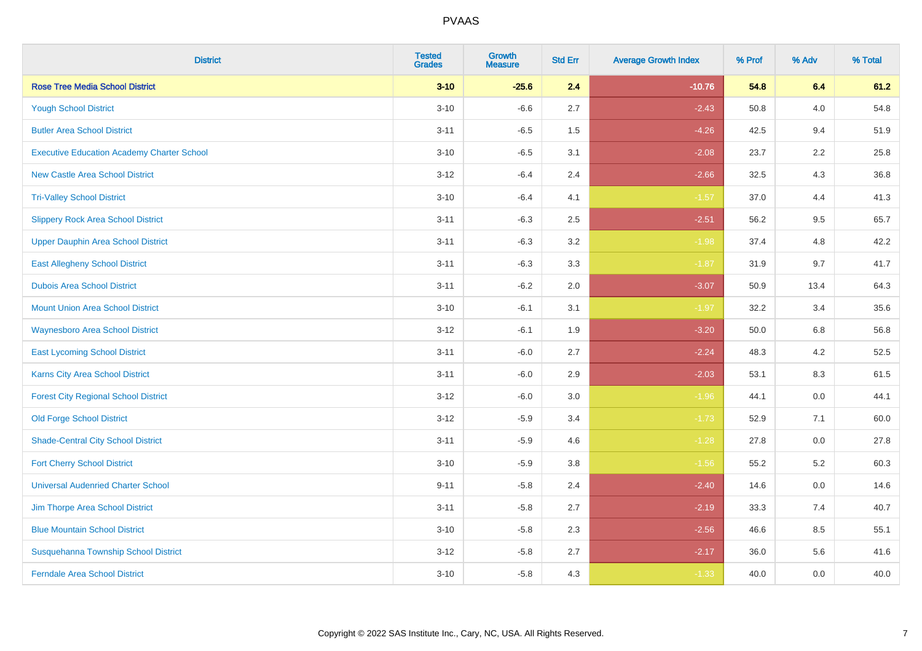# PVAAS

| District | Tested Grades | Growth Measure | Std Err | Average Growth Index | % Prof | % Adv | % Total |
|---|---|---|---|---|---|---|---|
| **Rose Tree Media School District** | **3-10** | **-25.6** | **2.4** | **-10.76** | **54.8** | **6.4** | **61.2** |
| Yough School District | 3-10 | -6.6 | 2.7 | -2.43 | 50.8 | 4.0 | 54.8 |
| Butler Area School District | 3-11 | -6.5 | 1.5 | -4.26 | 42.5 | 9.4 | 51.9 |
| Executive Education Academy Charter School | 3-10 | -6.5 | 3.1 | -2.08 | 23.7 | 2.2 | 25.8 |
| New Castle Area School District | 3-12 | -6.4 | 2.4 | -2.66 | 32.5 | 4.3 | 36.8 |
| Tri-Valley School District | 3-10 | -6.4 | 4.1 | -1.57 | 37.0 | 4.4 | 41.3 |
| Slippery Rock Area School District | 3-11 | -6.3 | 2.5 | -2.51 | 56.2 | 9.5 | 65.7 |
| Upper Dauphin Area School District | 3-11 | -6.3 | 3.2 | -1.98 | 37.4 | 4.8 | 42.2 |
| East Allegheny School District | 3-11 | -6.3 | 3.3 | -1.87 | 31.9 | 9.7 | 41.7 |
| Dubois Area School District | 3-11 | -6.2 | 2.0 | -3.07 | 50.9 | 13.4 | 64.3 |
| Mount Union Area School District | 3-10 | -6.1 | 3.1 | -1.97 | 32.2 | 3.4 | 35.6 |
| Waynesboro Area School District | 3-12 | -6.1 | 1.9 | -3.20 | 50.0 | 6.8 | 56.8 |
| East Lycoming School District | 3-11 | -6.0 | 2.7 | -2.24 | 48.3 | 4.2 | 52.5 |
| Karns City Area School District | 3-11 | -6.0 | 2.9 | -2.03 | 53.1 | 8.3 | 61.5 |
| Forest City Regional School District | 3-12 | -6.0 | 3.0 | -1.96 | 44.1 | 0.0 | 44.1 |
| Old Forge School District | 3-12 | -5.9 | 3.4 | -1.73 | 52.9 | 7.1 | 60.0 |
| Shade-Central City School District | 3-11 | -5.9 | 4.6 | -1.28 | 27.8 | 0.0 | 27.8 |
| Fort Cherry School District | 3-10 | -5.9 | 3.8 | -1.56 | 55.2 | 5.2 | 60.3 |
| Universal Audenried Charter School | 9-11 | -5.8 | 2.4 | -2.40 | 14.6 | 0.0 | 14.6 |
| Jim Thorpe Area School District | 3-11 | -5.8 | 2.7 | -2.19 | 33.3 | 7.4 | 40.7 |
| Blue Mountain School District | 3-10 | -5.8 | 2.3 | -2.56 | 46.6 | 8.5 | 55.1 |
| Susquehanna Township School District | 3-12 | -5.8 | 2.7 | -2.17 | 36.0 | 5.6 | 41.6 |
| Ferndale Area School District | 3-10 | -5.8 | 4.3 | -1.33 | 40.0 | 0.0 | 40.0 |

Copyright © 2022 SAS Institute Inc., Cary, NC, USA. All Rights Reserved.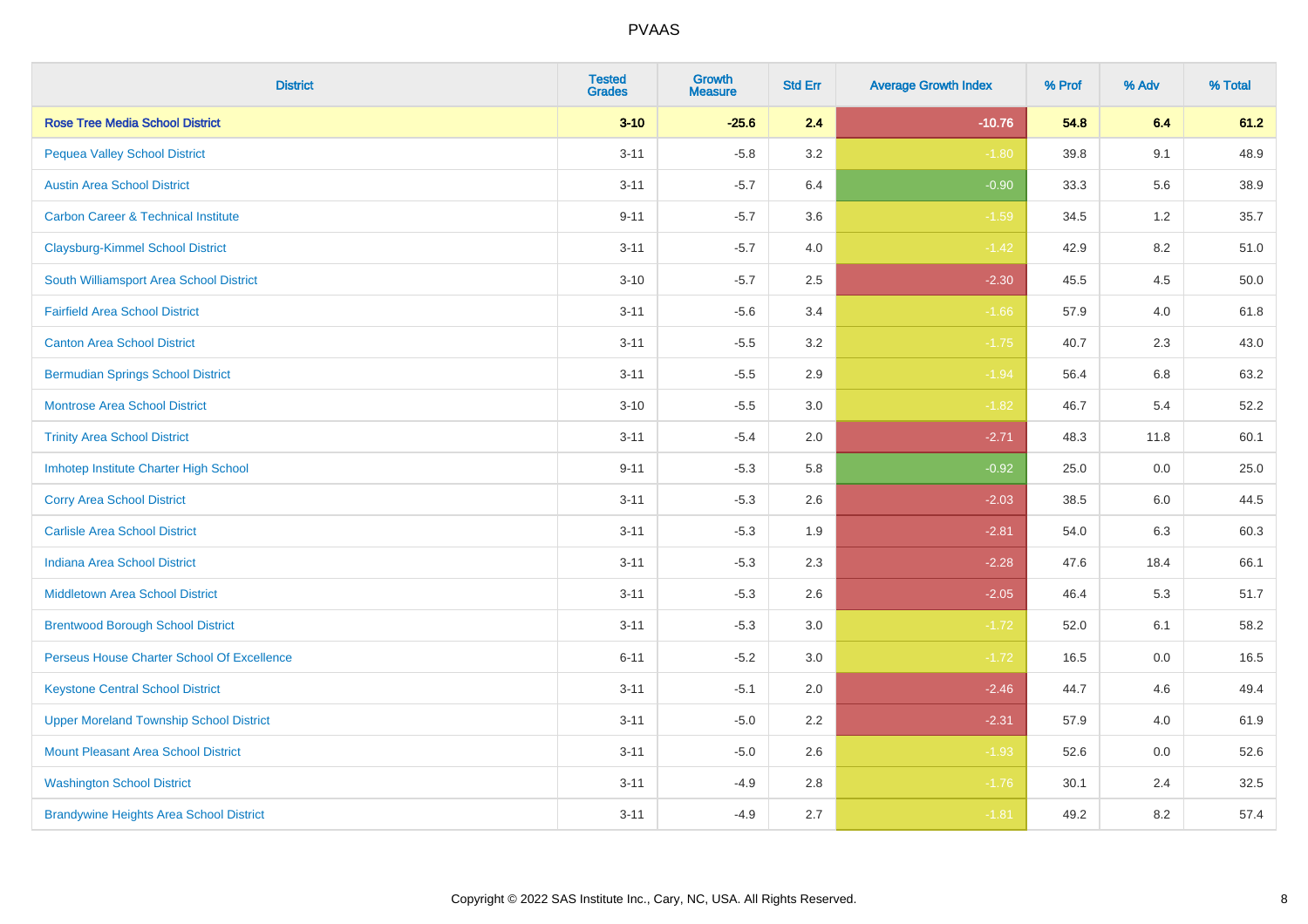# PVAAS

| District | Tested Grades | Growth Measure | Std Err | Average Growth Index | % Prof | % Adv | % Total |
|---|---|---|---|---|---|---|---|
| **Rose Tree Media School District** | **3-10** | **-25.6** | **2.4** | **-10.76** | **54.8** | **6.4** | **61.2** |
| Pequea Valley School District | 3-11 | -5.8 | 3.2 | -1.80 | 39.8 | 9.1 | 48.9 |
| Austin Area School District | 3-11 | -5.7 | 6.4 | -0.90 | 33.3 | 5.6 | 38.9 |
| Carbon Career & Technical Institute | 9-11 | -5.7 | 3.6 | -1.59 | 34.5 | 1.2 | 35.7 |
| Claysburg-Kimmel School District | 3-11 | -5.7 | 4.0 | -1.42 | 42.9 | 8.2 | 51.0 |
| South Williamsport Area School District | 3-10 | -5.7 | 2.5 | -2.30 | 45.5 | 4.5 | 50.0 |
| Fairfield Area School District | 3-11 | -5.6 | 3.4 | -1.66 | 57.9 | 4.0 | 61.8 |
| Canton Area School District | 3-11 | -5.5 | 3.2 | -1.75 | 40.7 | 2.3 | 43.0 |
| Bermudian Springs School District | 3-11 | -5.5 | 2.9 | -1.94 | 56.4 | 6.8 | 63.2 |
| Montrose Area School District | 3-10 | -5.5 | 3.0 | -1.82 | 46.7 | 5.4 | 52.2 |
| Trinity Area School District | 3-11 | -5.4 | 2.0 | -2.71 | 48.3 | 11.8 | 60.1 |
| Imhotep Institute Charter High School | 9-11 | -5.3 | 5.8 | -0.92 | 25.0 | 0.0 | 25.0 |
| Corry Area School District | 3-11 | -5.3 | 2.6 | -2.03 | 38.5 | 6.0 | 44.5 |
| Carlisle Area School District | 3-11 | -5.3 | 1.9 | -2.81 | 54.0 | 6.3 | 60.3 |
| Indiana Area School District | 3-11 | -5.3 | 2.3 | -2.28 | 47.6 | 18.4 | 66.1 |
| Middletown Area School District | 3-11 | -5.3 | 2.6 | -2.05 | 46.4 | 5.3 | 51.7 |
| Brentwood Borough School District | 3-11 | -5.3 | 3.0 | -1.72 | 52.0 | 6.1 | 58.2 |
| Perseus House Charter School Of Excellence | 6-11 | -5.2 | 3.0 | -1.72 | 16.5 | 0.0 | 16.5 |
| Keystone Central School District | 3-11 | -5.1 | 2.0 | -2.46 | 44.7 | 4.6 | 49.4 |
| Upper Moreland Township School District | 3-11 | -5.0 | 2.2 | -2.31 | 57.9 | 4.0 | 61.9 |
| Mount Pleasant Area School District | 3-11 | -5.0 | 2.6 | -1.93 | 52.6 | 0.0 | 52.6 |
| Washington School District | 3-11 | -4.9 | 2.8 | -1.76 | 30.1 | 2.4 | 32.5 |
| Brandywine Heights Area School District | 3-11 | -4.9 | 2.7 | -1.81 | 49.2 | 8.2 | 57.4 |

Copyright © 2022 SAS Institute Inc., Cary, NC, USA. All Rights Reserved.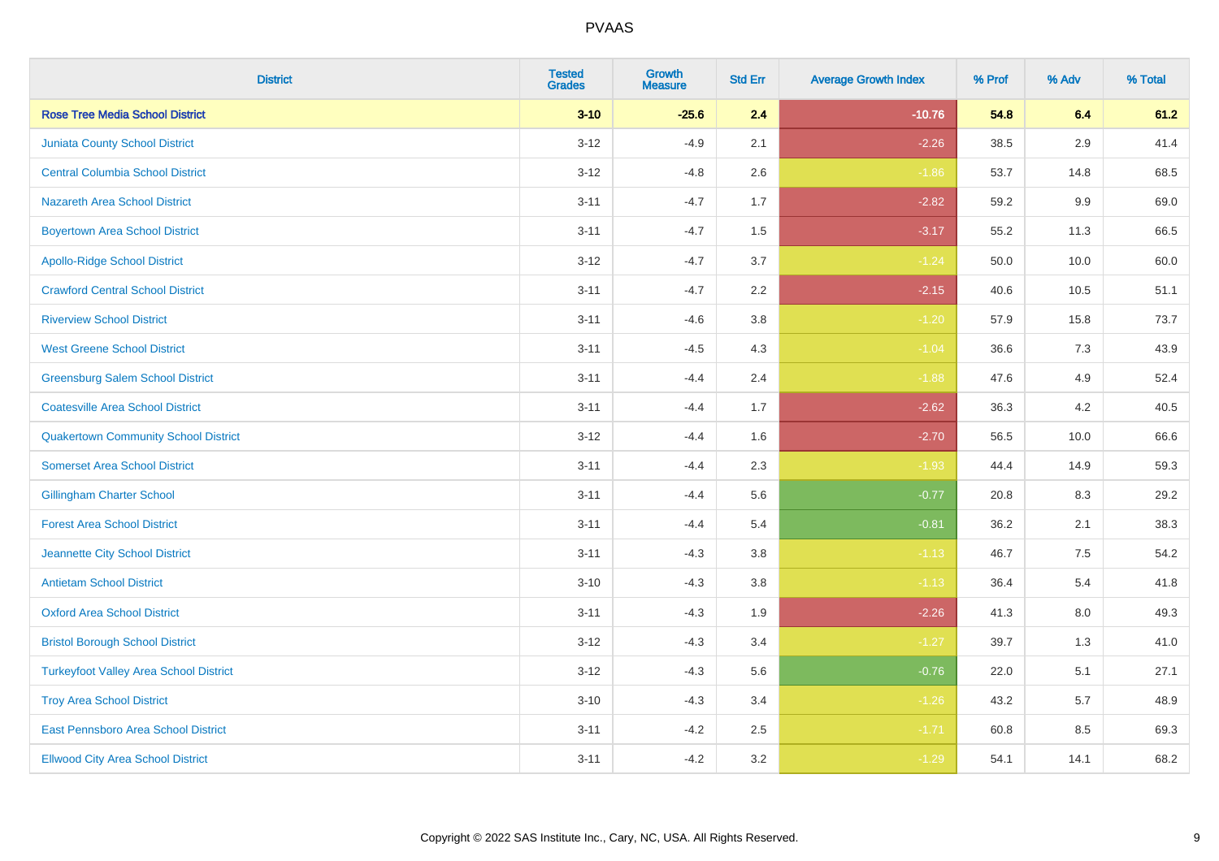| District | Tested Grades | Growth Measure | Std Err | Average Growth Index | % Prof | % Adv | % Total |
|---|---|---|---|---|---|---|---|
| **Rose Tree Media School District** | **3-10** | **-25.6** | **2.4** | **-10.76** | **54.8** | **6.4** | **61.2** |
| Juniata County School District | 3-12 | -4.9 | 2.1 | -2.26 | 38.5 | 2.9 | 41.4 |
| Central Columbia School District | 3-12 | -4.8 | 2.6 | -1.86 | 53.7 | 14.8 | 68.5 |
| Nazareth Area School District | 3-11 | -4.7 | 1.7 | -2.82 | 59.2 | 9.9 | 69.0 |
| Boyertown Area School District | 3-11 | -4.7 | 1.5 | -3.17 | 55.2 | 11.3 | 66.5 |
| Apollo-Ridge School District | 3-12 | -4.7 | 3.7 | -1.24 | 50.0 | 10.0 | 60.0 |
| Crawford Central School District | 3-11 | -4.7 | 2.2 | -2.15 | 40.6 | 10.5 | 51.1 |
| Riverview School District | 3-11 | -4.6 | 3.8 | -1.20 | 57.9 | 15.8 | 73.7 |
| West Greene School District | 3-11 | -4.5 | 4.3 | -1.04 | 36.6 | 7.3 | 43.9 |
| Greensburg Salem School District | 3-11 | -4.4 | 2.4 | -1.88 | 47.6 | 4.9 | 52.4 |
| Coatesville Area School District | 3-11 | -4.4 | 1.7 | -2.62 | 36.3 | 4.2 | 40.5 |
| Quakertown Community School District | 3-12 | -4.4 | 1.6 | -2.70 | 56.5 | 10.0 | 66.6 |
| Somerset Area School District | 3-11 | -4.4 | 2.3 | -1.93 | 44.4 | 14.9 | 59.3 |
| Gillingham Charter School | 3-11 | -4.4 | 5.6 | -0.77 | 20.8 | 8.3 | 29.2 |
| Forest Area School District | 3-11 | -4.4 | 5.4 | -0.81 | 36.2 | 2.1 | 38.3 |
| Jeannette City School District | 3-11 | -4.3 | 3.8 | -1.13 | 46.7 | 7.5 | 54.2 |
| Antietam School District | 3-10 | -4.3 | 3.8 | -1.13 | 36.4 | 5.4 | 41.8 |
| Oxford Area School District | 3-11 | -4.3 | 1.9 | -2.26 | 41.3 | 8.0 | 49.3 |
| Bristol Borough School District | 3-12 | -4.3 | 3.4 | -1.27 | 39.7 | 1.3 | 41.0 |
| Turkeyfoot Valley Area School District | 3-12 | -4.3 | 5.6 | -0.76 | 22.0 | 5.1 | 27.1 |
| Troy Area School District | 3-10 | -4.3 | 3.4 | -1.26 | 43.2 | 5.7 | 48.9 |
| East Pennsboro Area School District | 3-11 | -4.2 | 2.5 | -1.71 | 60.8 | 8.5 | 69.3 |
| Ellwood City Area School District | 3-11 | -4.2 | 3.2 | -1.29 | 54.1 | 14.1 | 68.2 |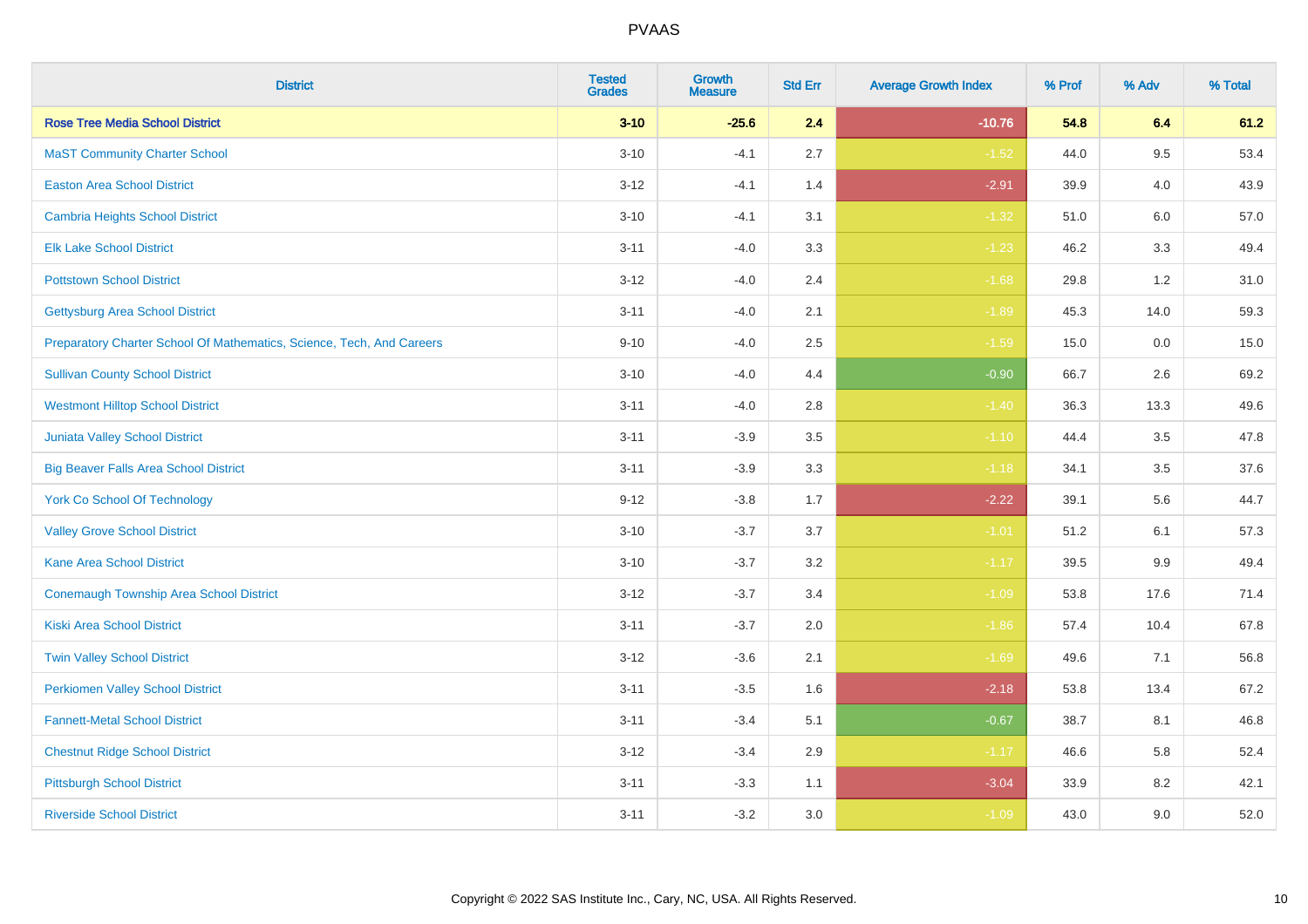# PVAAS

| District | Tested Grades | Growth Measure | Std Err | Average Growth Index | % Prof | % Adv | % Total |
|---|---|---|---|---|---|---|---|
| **Rose Tree Media School District** | **3-10** | **-25.6** | **2.4** | **-10.76** | **54.8** | **6.4** | **61.2** |
| MaST Community Charter School | 3-10 | -4.1 | 2.7 | -1.52 | 44.0 | 9.5 | 53.4 |
| Easton Area School District | 3-12 | -4.1 | 1.4 | -2.91 | 39.9 | 4.0 | 43.9 |
| Cambria Heights School District | 3-10 | -4.1 | 3.1 | -1.32 | 51.0 | 6.0 | 57.0 |
| Elk Lake School District | 3-11 | -4.0 | 3.3 | -1.23 | 46.2 | 3.3 | 49.4 |
| Pottstown School District | 3-12 | -4.0 | 2.4 | -1.68 | 29.8 | 1.2 | 31.0 |
| Gettysburg Area School District | 3-11 | -4.0 | 2.1 | -1.89 | 45.3 | 14.0 | 59.3 |
| Preparatory Charter School Of Mathematics, Science, Tech, And Careers | 9-10 | -4.0 | 2.5 | -1.59 | 15.0 | 0.0 | 15.0 |
| Sullivan County School District | 3-10 | -4.0 | 4.4 | -0.90 | 66.7 | 2.6 | 69.2 |
| Westmont Hilltop School District | 3-11 | -4.0 | 2.8 | -1.40 | 36.3 | 13.3 | 49.6 |
| Juniata Valley School District | 3-11 | -3.9 | 3.5 | -1.10 | 44.4 | 3.5 | 47.8 |
| Big Beaver Falls Area School District | 3-11 | -3.9 | 3.3 | -1.18 | 34.1 | 3.5 | 37.6 |
| York Co School Of Technology | 9-12 | -3.8 | 1.7 | -2.22 | 39.1 | 5.6 | 44.7 |
| Valley Grove School District | 3-10 | -3.7 | 3.7 | -1.01 | 51.2 | 6.1 | 57.3 |
| Kane Area School District | 3-10 | -3.7 | 3.2 | -1.17 | 39.5 | 9.9 | 49.4 |
| Conemaugh Township Area School District | 3-12 | -3.7 | 3.4 | -1.09 | 53.8 | 17.6 | 71.4 |
| Kiski Area School District | 3-11 | -3.7 | 2.0 | -1.86 | 57.4 | 10.4 | 67.8 |
| Twin Valley School District | 3-12 | -3.6 | 2.1 | -1.69 | 49.6 | 7.1 | 56.8 |
| Perkiomen Valley School District | 3-11 | -3.5 | 1.6 | -2.18 | 53.8 | 13.4 | 67.2 |
| Fannett-Metal School District | 3-11 | -3.4 | 5.1 | -0.67 | 38.7 | 8.1 | 46.8 |
| Chestnut Ridge School District | 3-12 | -3.4 | 2.9 | -1.17 | 46.6 | 5.8 | 52.4 |
| Pittsburgh School District | 3-11 | -3.3 | 1.1 | -3.04 | 33.9 | 8.2 | 42.1 |
| Riverside School District | 3-11 | -3.2 | 3.0 | -1.09 | 43.0 | 9.0 | 52.0 |

Copyright © 2022 SAS Institute Inc., Cary, NC, USA. All Rights Reserved.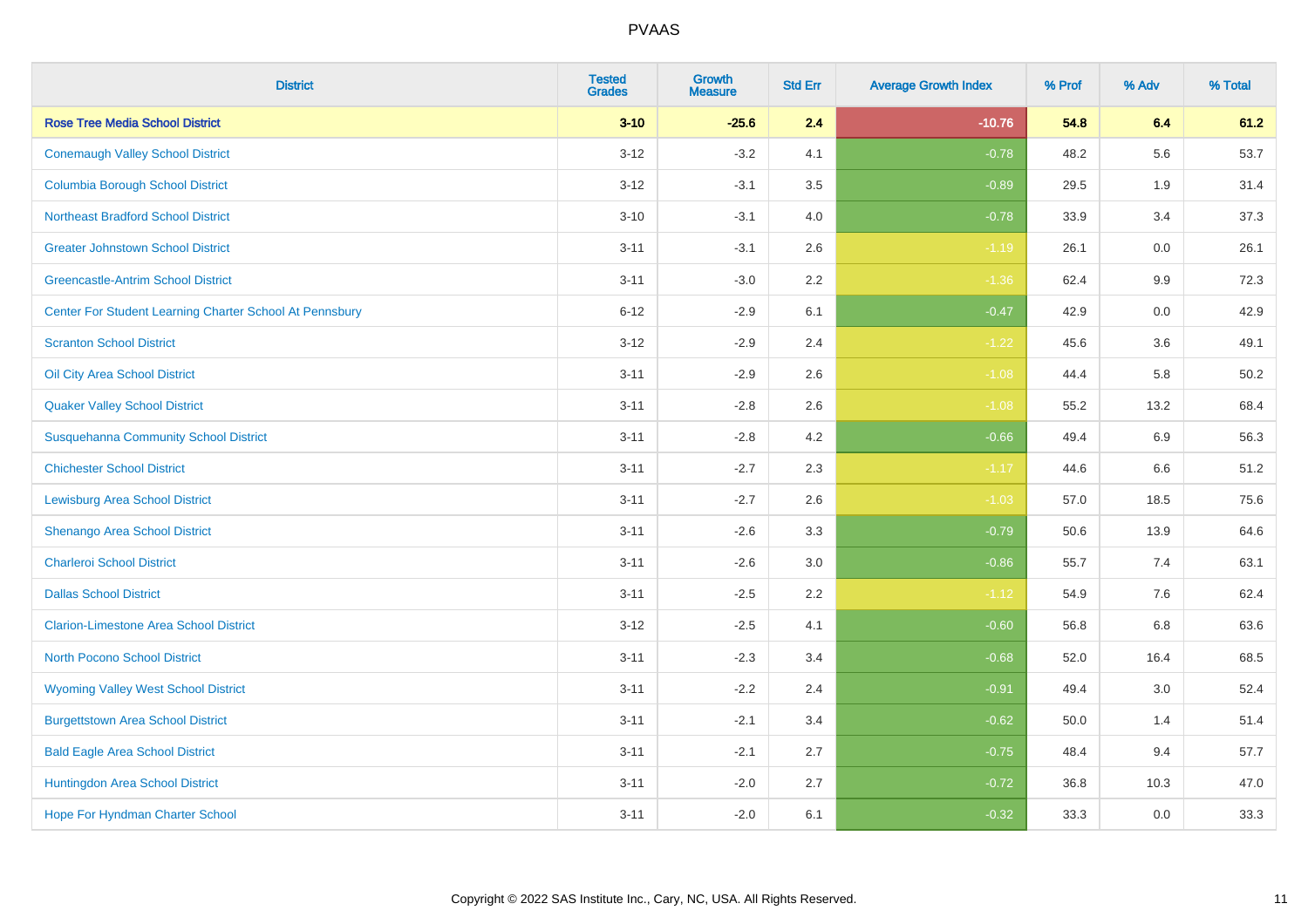# PVAAS

| District | Tested Grades | Growth Measure | Std Err | Average Growth Index | % Prof | % Adv | % Total |
|---|---|---|---|---|---|---|---|
| **Rose Tree Media School District** | **3-10** | **-25.6** | **2.4** | **-10.76** | **54.8** | **6.4** | **61.2** |
| Conemaugh Valley School District | 3-12 | -3.2 | 4.1 | -0.78 | 48.2 | 5.6 | 53.7 |
| Columbia Borough School District | 3-12 | -3.1 | 3.5 | -0.89 | 29.5 | 1.9 | 31.4 |
| Northeast Bradford School District | 3-10 | -3.1 | 4.0 | -0.78 | 33.9 | 3.4 | 37.3 |
| Greater Johnstown School District | 3-11 | -3.1 | 2.6 | -1.19 | 26.1 | 0.0 | 26.1 |
| Greencastle-Antrim School District | 3-11 | -3.0 | 2.2 | -1.36 | 62.4 | 9.9 | 72.3 |
| Center For Student Learning Charter School At Pennsbury | 6-12 | -2.9 | 6.1 | -0.47 | 42.9 | 0.0 | 42.9 |
| Scranton School District | 3-12 | -2.9 | 2.4 | -1.22 | 45.6 | 3.6 | 49.1 |
| Oil City Area School District | 3-11 | -2.9 | 2.6 | -1.08 | 44.4 | 5.8 | 50.2 |
| Quaker Valley School District | 3-11 | -2.8 | 2.6 | -1.08 | 55.2 | 13.2 | 68.4 |
| Susquehanna Community School District | 3-11 | -2.8 | 4.2 | -0.66 | 49.4 | 6.9 | 56.3 |
| Chichester School District | 3-11 | -2.7 | 2.3 | -1.17 | 44.6 | 6.6 | 51.2 |
| Lewisburg Area School District | 3-11 | -2.7 | 2.6 | -1.03 | 57.0 | 18.5 | 75.6 |
| Shenango Area School District | 3-11 | -2.6 | 3.3 | -0.79 | 50.6 | 13.9 | 64.6 |
| Charleroi School District | 3-11 | -2.6 | 3.0 | -0.86 | 55.7 | 7.4 | 63.1 |
| Dallas School District | 3-11 | -2.5 | 2.2 | -1.12 | 54.9 | 7.6 | 62.4 |
| Clarion-Limestone Area School District | 3-12 | -2.5 | 4.1 | -0.60 | 56.8 | 6.8 | 63.6 |
| North Pocono School District | 3-11 | -2.3 | 3.4 | -0.68 | 52.0 | 16.4 | 68.5 |
| Wyoming Valley West School District | 3-11 | -2.2 | 2.4 | -0.91 | 49.4 | 3.0 | 52.4 |
| Burgettstown Area School District | 3-11 | -2.1 | 3.4 | -0.62 | 50.0 | 1.4 | 51.4 |
| Bald Eagle Area School District | 3-11 | -2.1 | 2.7 | -0.75 | 48.4 | 9.4 | 57.7 |
| Huntingdon Area School District | 3-11 | -2.0 | 2.7 | -0.72 | 36.8 | 10.3 | 47.0 |
| Hope For Hyndman Charter School | 3-11 | -2.0 | 6.1 | -0.32 | 33.3 | 0.0 | 33.3 |

Copyright © 2022 SAS Institute Inc., Cary, NC, USA. All Rights Reserved.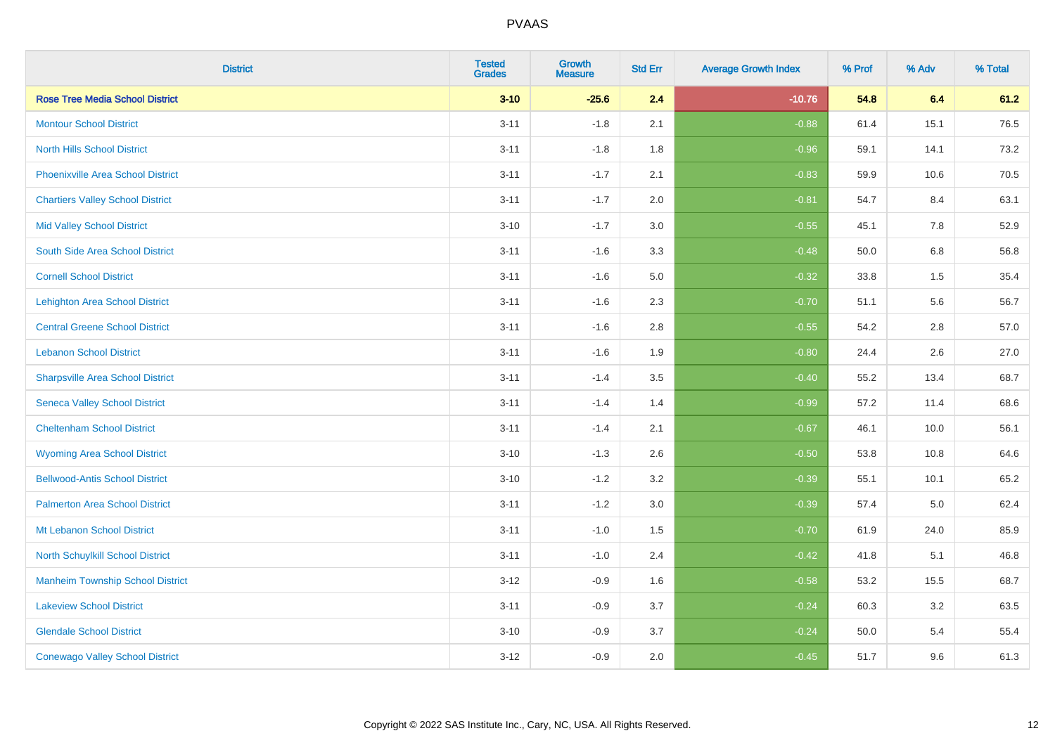| District | Tested Grades | Growth Measure | Std Err | Average Growth Index | % Prof | % Adv | % Total |
|---|---|---|---|---|---|---|---|
| **Rose Tree Media School District** | **3-10** | **-25.6** | **2.4** | **-10.76** | **54.8** | **6.4** | **61.2** |
| Montour School District | 3-11 | -1.8 | 2.1 | -0.88 | 61.4 | 15.1 | 76.5 |
| North Hills School District | 3-11 | -1.8 | 1.8 | -0.96 | 59.1 | 14.1 | 73.2 |
| Phoenixville Area School District | 3-11 | -1.7 | 2.1 | -0.83 | 59.9 | 10.6 | 70.5 |
| Chartiers Valley School District | 3-11 | -1.7 | 2.0 | -0.81 | 54.7 | 8.4 | 63.1 |
| Mid Valley School District | 3-10 | -1.7 | 3.0 | -0.55 | 45.1 | 7.8 | 52.9 |
| South Side Area School District | 3-11 | -1.6 | 3.3 | -0.48 | 50.0 | 6.8 | 56.8 |
| Cornell School District | 3-11 | -1.6 | 5.0 | -0.32 | 33.8 | 1.5 | 35.4 |
| Lehighton Area School District | 3-11 | -1.6 | 2.3 | -0.70 | 51.1 | 5.6 | 56.7 |
| Central Greene School District | 3-11 | -1.6 | 2.8 | -0.55 | 54.2 | 2.8 | 57.0 |
| Lebanon School District | 3-11 | -1.6 | 1.9 | -0.80 | 24.4 | 2.6 | 27.0 |
| Sharpsville Area School District | 3-11 | -1.4 | 3.5 | -0.40 | 55.2 | 13.4 | 68.7 |
| Seneca Valley School District | 3-11 | -1.4 | 1.4 | -0.99 | 57.2 | 11.4 | 68.6 |
| Cheltenham School District | 3-11 | -1.4 | 2.1 | -0.67 | 46.1 | 10.0 | 56.1 |
| Wyoming Area School District | 3-10 | -1.3 | 2.6 | -0.50 | 53.8 | 10.8 | 64.6 |
| Bellwood-Antis School District | 3-10 | -1.2 | 3.2 | -0.39 | 55.1 | 10.1 | 65.2 |
| Palmerton Area School District | 3-11 | -1.2 | 3.0 | -0.39 | 57.4 | 5.0 | 62.4 |
| Mt Lebanon School District | 3-11 | -1.0 | 1.5 | -0.70 | 61.9 | 24.0 | 85.9 |
| North Schuylkill School District | 3-11 | -1.0 | 2.4 | -0.42 | 41.8 | 5.1 | 46.8 |
| Manheim Township School District | 3-12 | -0.9 | 1.6 | -0.58 | 53.2 | 15.5 | 68.7 |
| Lakeview School District | 3-11 | -0.9 | 3.7 | -0.24 | 60.3 | 3.2 | 63.5 |
| Glendale School District | 3-10 | -0.9 | 3.7 | -0.24 | 50.0 | 5.4 | 55.4 |
| Conewago Valley School District | 3-12 | -0.9 | 2.0 | -0.45 | 51.7 | 9.6 | 61.3 |

Copyright © 2022 SAS Institute Inc., Cary, NC, USA. All Rights Reserved.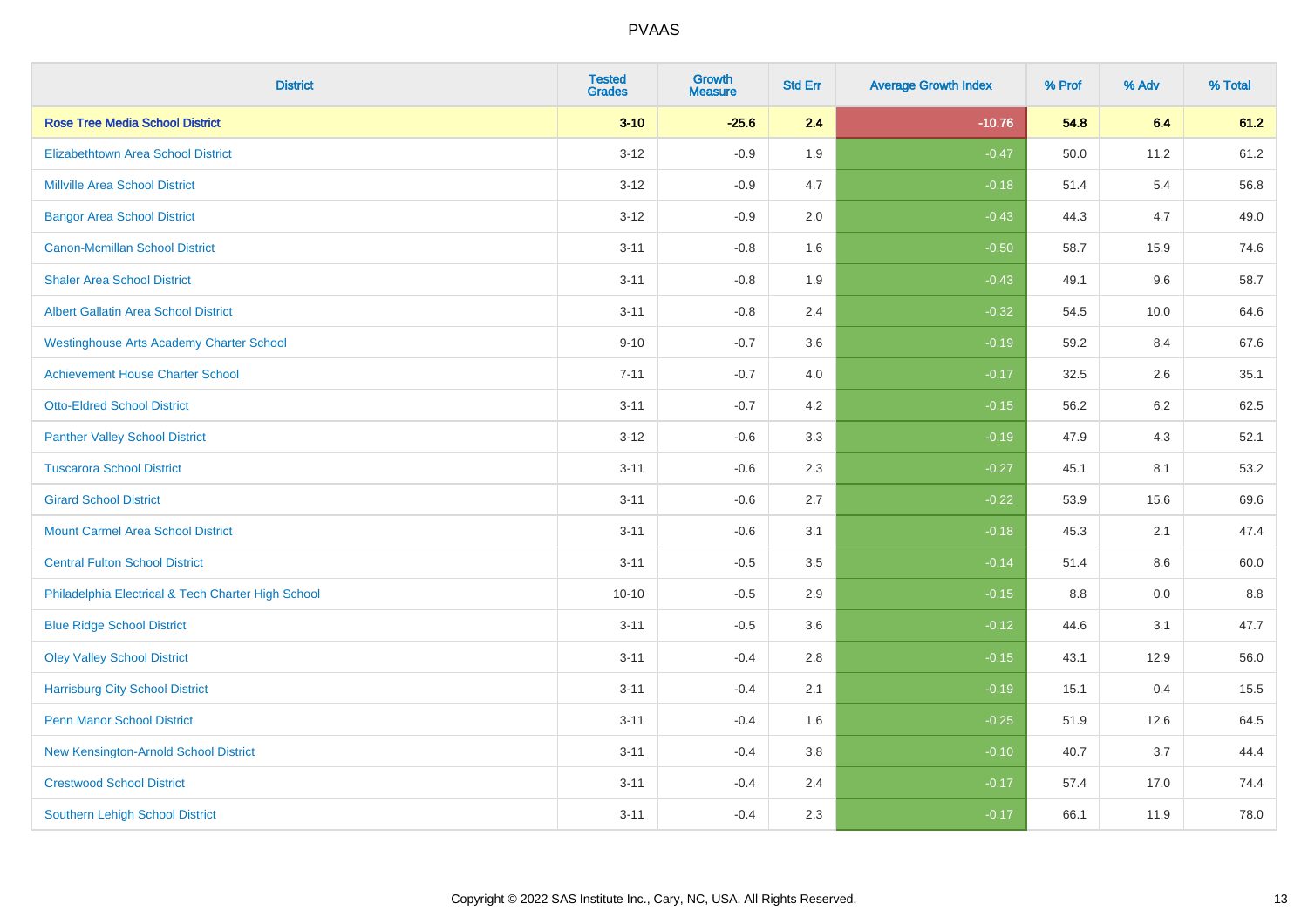PVAAS

| District | Tested Grades | Growth Measure | Std Err | Average Growth Index | % Prof | % Adv | % Total |
|---|---|---|---|---|---|---|---|
| **Rose Tree Media School District** | **3-10** | **-25.6** | **2.4** | **-10.76** | **54.8** | **6.4** | **61.2** |
| Elizabethtown Area School District | 3-12 | -0.9 | 1.9 | -0.47 | 50.0 | 11.2 | 61.2 |
| Millville Area School District | 3-12 | -0.9 | 4.7 | -0.18 | 51.4 | 5.4 | 56.8 |
| Bangor Area School District | 3-12 | -0.9 | 2.0 | -0.43 | 44.3 | 4.7 | 49.0 |
| Canon-Mcmillan School District | 3-11 | -0.8 | 1.6 | -0.50 | 58.7 | 15.9 | 74.6 |
| Shaler Area School District | 3-11 | -0.8 | 1.9 | -0.43 | 49.1 | 9.6 | 58.7 |
| Albert Gallatin Area School District | 3-11 | -0.8 | 2.4 | -0.32 | 54.5 | 10.0 | 64.6 |
| Westinghouse Arts Academy Charter School | 9-10 | -0.7 | 3.6 | -0.19 | 59.2 | 8.4 | 67.6 |
| Achievement House Charter School | 7-11 | -0.7 | 4.0 | -0.17 | 32.5 | 2.6 | 35.1 |
| Otto-Eldred School District | 3-11 | -0.7 | 4.2 | -0.15 | 56.2 | 6.2 | 62.5 |
| Panther Valley School District | 3-12 | -0.6 | 3.3 | -0.19 | 47.9 | 4.3 | 52.1 |
| Tuscarora School District | 3-11 | -0.6 | 2.3 | -0.27 | 45.1 | 8.1 | 53.2 |
| Girard School District | 3-11 | -0.6 | 2.7 | -0.22 | 53.9 | 15.6 | 69.6 |
| Mount Carmel Area School District | 3-11 | -0.6 | 3.1 | -0.18 | 45.3 | 2.1 | 47.4 |
| Central Fulton School District | 3-11 | -0.5 | 3.5 | -0.14 | 51.4 | 8.6 | 60.0 |
| Philadelphia Electrical & Tech Charter High School | 10-10 | -0.5 | 2.9 | -0.15 | 8.8 | 0.0 | 8.8 |
| Blue Ridge School District | 3-11 | -0.5 | 3.6 | -0.12 | 44.6 | 3.1 | 47.7 |
| Oley Valley School District | 3-11 | -0.4 | 2.8 | -0.15 | 43.1 | 12.9 | 56.0 |
| Harrisburg City School District | 3-11 | -0.4 | 2.1 | -0.19 | 15.1 | 0.4 | 15.5 |
| Penn Manor School District | 3-11 | -0.4 | 1.6 | -0.25 | 51.9 | 12.6 | 64.5 |
| New Kensington-Arnold School District | 3-11 | -0.4 | 3.8 | -0.10 | 40.7 | 3.7 | 44.4 |
| Crestwood School District | 3-11 | -0.4 | 2.4 | -0.17 | 57.4 | 17.0 | 74.4 |
| Southern Lehigh School District | 3-11 | -0.4 | 2.3 | -0.17 | 66.1 | 11.9 | 78.0 |

Copyright © 2022 SAS Institute Inc., Cary, NC, USA. All Rights Reserved.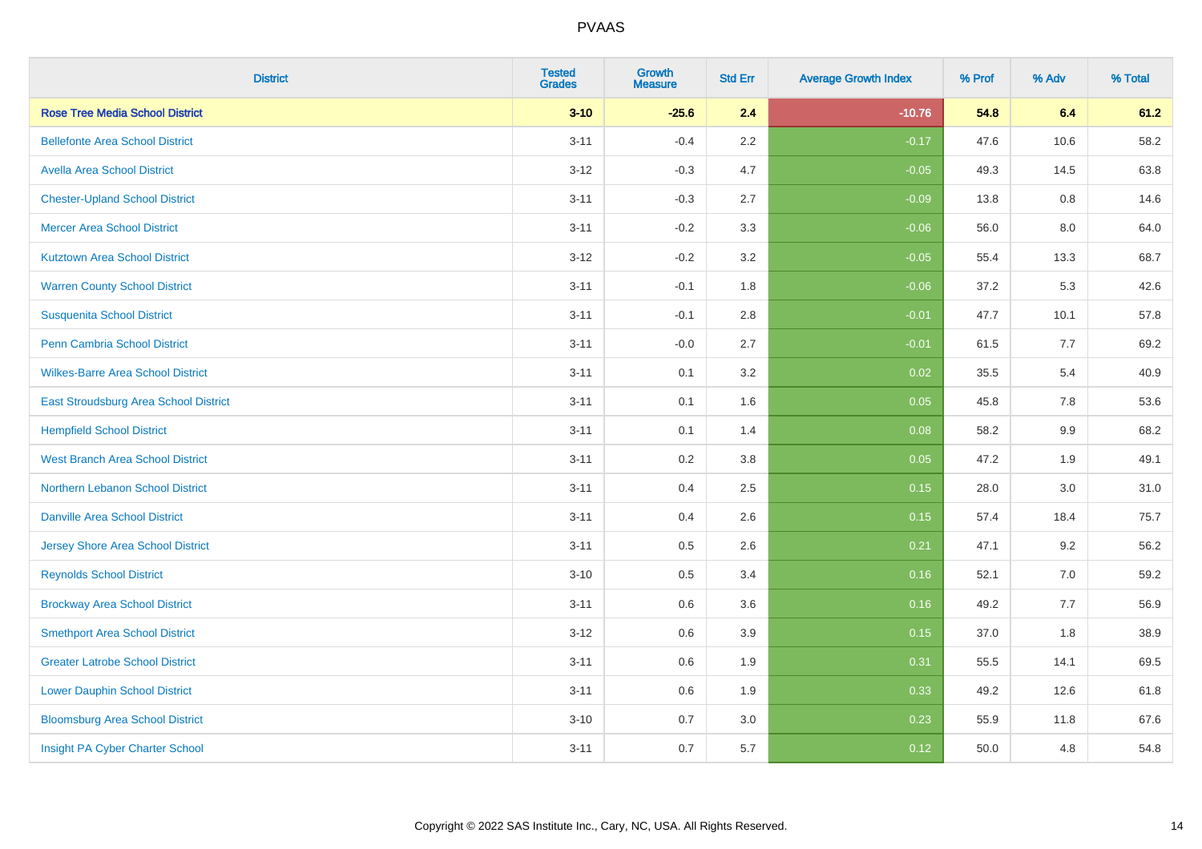# PVAAS

| District | Tested Grades | Growth Measure | Std Err | Average Growth Index | % Prof | % Adv | % Total |
|---|---|---|---|---|---|---|---|
| **Rose Tree Media School District** | **3-10** | **-25.6** | **2.4** | **-10.76** | **54.8** | **6.4** | **61.2** |
| Bellefonte Area School District | 3-11 | -0.4 | 2.2 | -0.17 | 47.6 | 10.6 | 58.2 |
| Avella Area School District | 3-12 | -0.3 | 4.7 | -0.05 | 49.3 | 14.5 | 63.8 |
| Chester-Upland School District | 3-11 | -0.3 | 2.7 | -0.09 | 13.8 | 0.8 | 14.6 |
| Mercer Area School District | 3-11 | -0.2 | 3.3 | -0.06 | 56.0 | 8.0 | 64.0 |
| Kutztown Area School District | 3-12 | -0.2 | 3.2 | -0.05 | 55.4 | 13.3 | 68.7 |
| Warren County School District | 3-11 | -0.1 | 1.8 | -0.06 | 37.2 | 5.3 | 42.6 |
| Susquenita School District | 3-11 | -0.1 | 2.8 | -0.01 | 47.7 | 10.1 | 57.8 |
| Penn Cambria School District | 3-11 | -0.0 | 2.7 | -0.01 | 61.5 | 7.7 | 69.2 |
| Wilkes-Barre Area School District | 3-11 | 0.1 | 3.2 | 0.02 | 35.5 | 5.4 | 40.9 |
| East Stroudsburg Area School District | 3-11 | 0.1 | 1.6 | 0.05 | 45.8 | 7.8 | 53.6 |
| Hempfield School District | 3-11 | 0.1 | 1.4 | 0.08 | 58.2 | 9.9 | 68.2 |
| West Branch Area School District | 3-11 | 0.2 | 3.8 | 0.05 | 47.2 | 1.9 | 49.1 |
| Northern Lebanon School District | 3-11 | 0.4 | 2.5 | 0.15 | 28.0 | 3.0 | 31.0 |
| Danville Area School District | 3-11 | 0.4 | 2.6 | 0.15 | 57.4 | 18.4 | 75.7 |
| Jersey Shore Area School District | 3-11 | 0.5 | 2.6 | 0.21 | 47.1 | 9.2 | 56.2 |
| Reynolds School District | 3-10 | 0.5 | 3.4 | 0.16 | 52.1 | 7.0 | 59.2 |
| Brockway Area School District | 3-11 | 0.6 | 3.6 | 0.16 | 49.2 | 7.7 | 56.9 |
| Smethport Area School District | 3-12 | 0.6 | 3.9 | 0.15 | 37.0 | 1.8 | 38.9 |
| Greater Latrobe School District | 3-11 | 0.6 | 1.9 | 0.31 | 55.5 | 14.1 | 69.5 |
| Lower Dauphin School District | 3-11 | 0.6 | 1.9 | 0.33 | 49.2 | 12.6 | 61.8 |
| Bloomsburg Area School District | 3-10 | 0.7 | 3.0 | 0.23 | 55.9 | 11.8 | 67.6 |
| Insight PA Cyber Charter School | 3-11 | 0.7 | 5.7 | 0.12 | 50.0 | 4.8 | 54.8 |

Copyright © 2022 SAS Institute Inc., Cary, NC, USA. All Rights Reserved.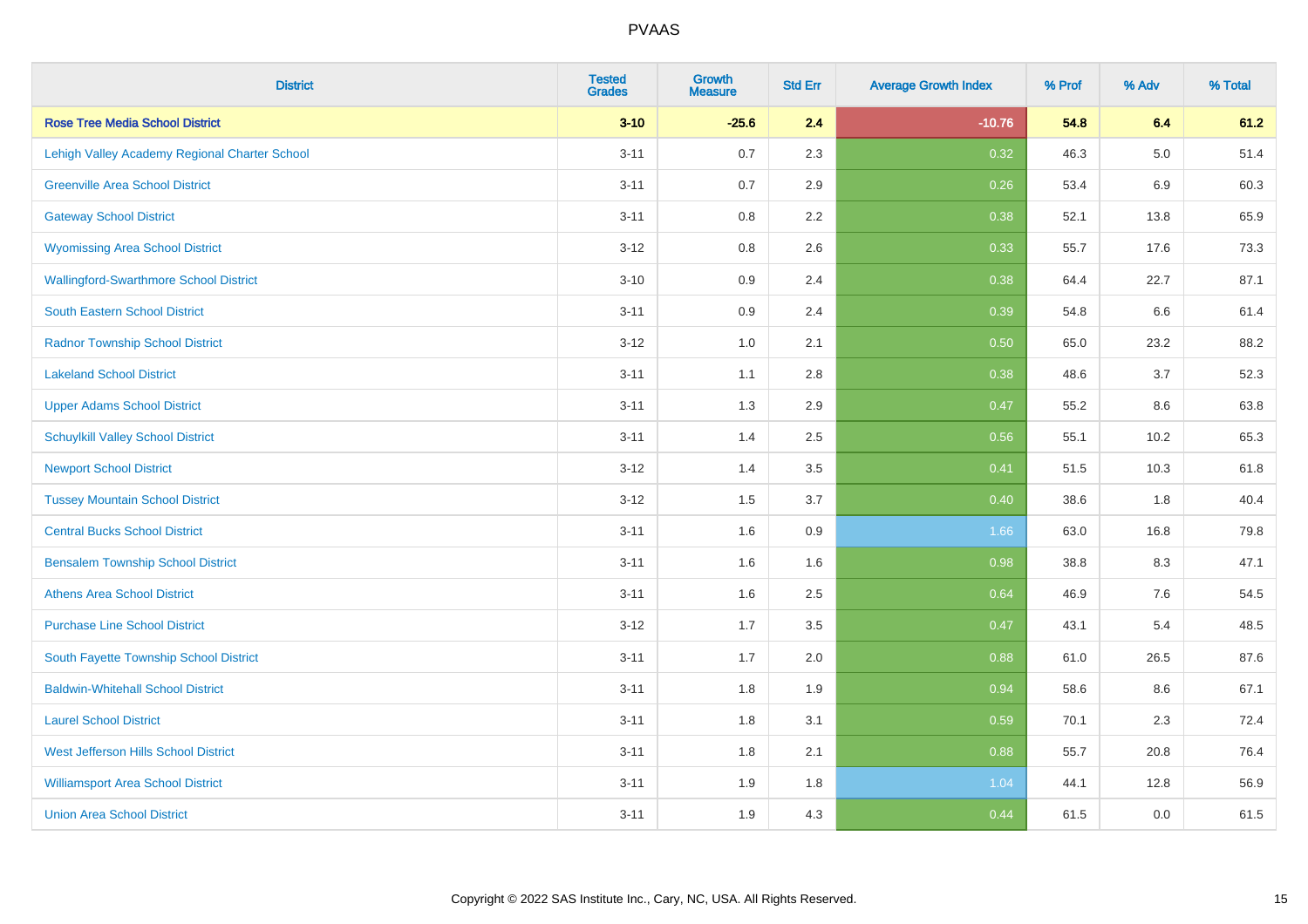PVAAS

| District | Tested Grades | Growth Measure | Std Err | Average Growth Index | % Prof | % Adv | % Total |
|---|---|---|---|---|---|---|---|
| **Rose Tree Media School District** | **3-10** | **-25.6** | **2.4** | **-10.76** | **54.8** | **6.4** | **61.2** |
| Lehigh Valley Academy Regional Charter School | 3-11 | 0.7 | 2.3 | 0.32 | 46.3 | 5.0 | 51.4 |
| Greenville Area School District | 3-11 | 0.7 | 2.9 | 0.26 | 53.4 | 6.9 | 60.3 |
| Gateway School District | 3-11 | 0.8 | 2.2 | 0.38 | 52.1 | 13.8 | 65.9 |
| Wyomissing Area School District | 3-12 | 0.8 | 2.6 | 0.33 | 55.7 | 17.6 | 73.3 |
| Wallingford-Swarthmore School District | 3-10 | 0.9 | 2.4 | 0.38 | 64.4 | 22.7 | 87.1 |
| South Eastern School District | 3-11 | 0.9 | 2.4 | 0.39 | 54.8 | 6.6 | 61.4 |
| Radnor Township School District | 3-12 | 1.0 | 2.1 | 0.50 | 65.0 | 23.2 | 88.2 |
| Lakeland School District | 3-11 | 1.1 | 2.8 | 0.38 | 48.6 | 3.7 | 52.3 |
| Upper Adams School District | 3-11 | 1.3 | 2.9 | 0.47 | 55.2 | 8.6 | 63.8 |
| Schuylkill Valley School District | 3-11 | 1.4 | 2.5 | 0.56 | 55.1 | 10.2 | 65.3 |
| Newport School District | 3-12 | 1.4 | 3.5 | 0.41 | 51.5 | 10.3 | 61.8 |
| Tussey Mountain School District | 3-12 | 1.5 | 3.7 | 0.40 | 38.6 | 1.8 | 40.4 |
| Central Bucks School District | 3-11 | 1.6 | 0.9 | 1.66 | 63.0 | 16.8 | 79.8 |
| Bensalem Township School District | 3-11 | 1.6 | 1.6 | 0.98 | 38.8 | 8.3 | 47.1 |
| Athens Area School District | 3-11 | 1.6 | 2.5 | 0.64 | 46.9 | 7.6 | 54.5 |
| Purchase Line School District | 3-12 | 1.7 | 3.5 | 0.47 | 43.1 | 5.4 | 48.5 |
| South Fayette Township School District | 3-11 | 1.7 | 2.0 | 0.88 | 61.0 | 26.5 | 87.6 |
| Baldwin-Whitehall School District | 3-11 | 1.8 | 1.9 | 0.94 | 58.6 | 8.6 | 67.1 |
| Laurel School District | 3-11 | 1.8 | 3.1 | 0.59 | 70.1 | 2.3 | 72.4 |
| West Jefferson Hills School District | 3-11 | 1.8 | 2.1 | 0.88 | 55.7 | 20.8 | 76.4 |
| Williamsport Area School District | 3-11 | 1.9 | 1.8 | 1.04 | 44.1 | 12.8 | 56.9 |
| Union Area School District | 3-11 | 1.9 | 4.3 | 0.44 | 61.5 | 0.0 | 61.5 |

Copyright © 2022 SAS Institute Inc., Cary, NC, USA. All Rights Reserved.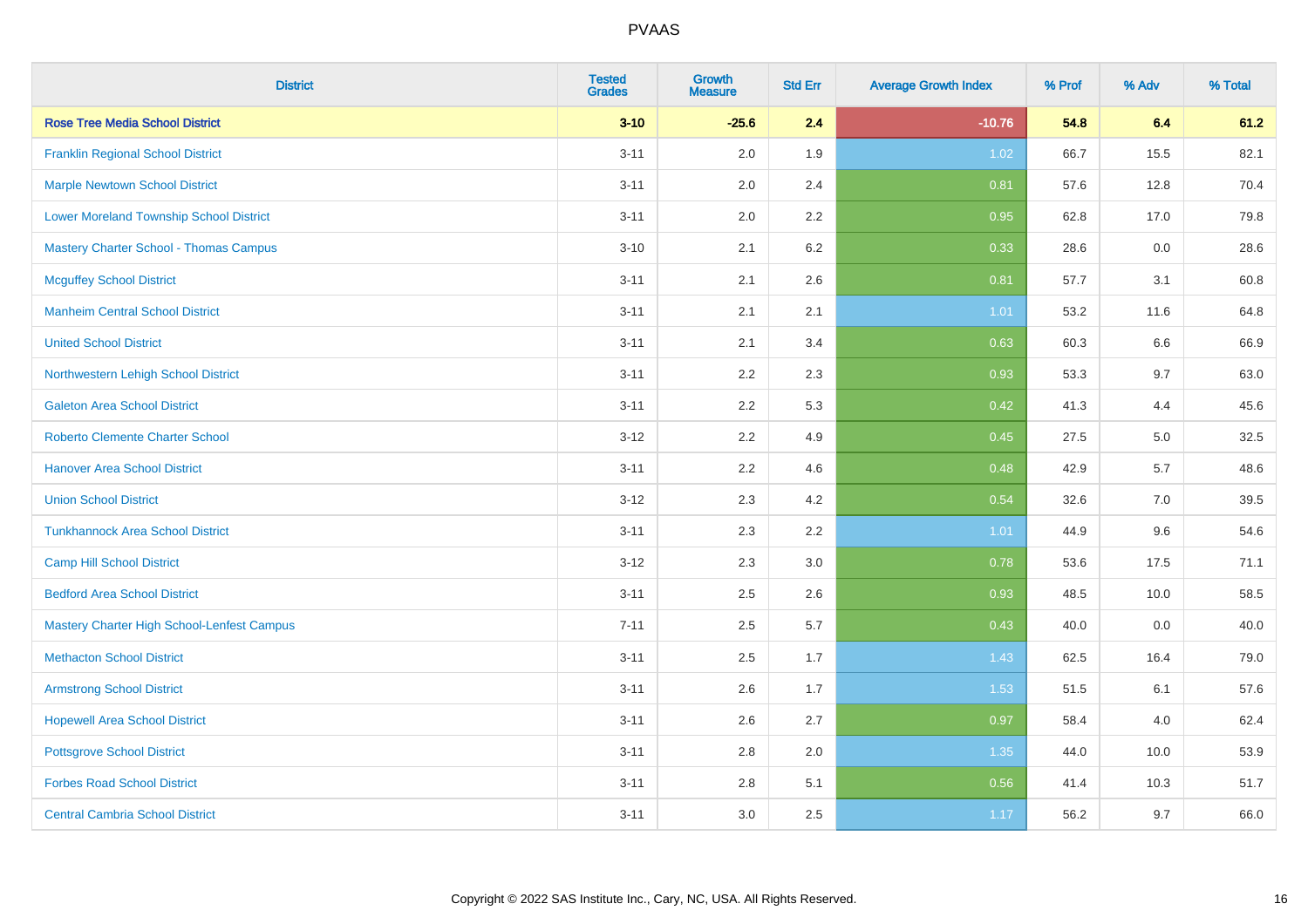PVAAS

| District | Tested Grades | Growth Measure | Std Err | Average Growth Index | % Prof | % Adv | % Total |
|---|---|---|---|---|---|---|---|
| **Rose Tree Media School District** | **3-10** | **-25.6** | **2.4** | **-10.76** | **54.8** | **6.4** | **61.2** |
| Franklin Regional School District | 3-11 | 2.0 | 1.9 | 1.02 | 66.7 | 15.5 | 82.1 |
| Marple Newtown School District | 3-11 | 2.0 | 2.4 | 0.81 | 57.6 | 12.8 | 70.4 |
| Lower Moreland Township School District | 3-11 | 2.0 | 2.2 | 0.95 | 62.8 | 17.0 | 79.8 |
| Mastery Charter School - Thomas Campus | 3-10 | 2.1 | 6.2 | 0.33 | 28.6 | 0.0 | 28.6 |
| Mcguffey School District | 3-11 | 2.1 | 2.6 | 0.81 | 57.7 | 3.1 | 60.8 |
| Manheim Central School District | 3-11 | 2.1 | 2.1 | 1.01 | 53.2 | 11.6 | 64.8 |
| United School District | 3-11 | 2.1 | 3.4 | 0.63 | 60.3 | 6.6 | 66.9 |
| Northwestern Lehigh School District | 3-11 | 2.2 | 2.3 | 0.93 | 53.3 | 9.7 | 63.0 |
| Galeton Area School District | 3-11 | 2.2 | 5.3 | 0.42 | 41.3 | 4.4 | 45.6 |
| Roberto Clemente Charter School | 3-12 | 2.2 | 4.9 | 0.45 | 27.5 | 5.0 | 32.5 |
| Hanover Area School District | 3-11 | 2.2 | 4.6 | 0.48 | 42.9 | 5.7 | 48.6 |
| Union School District | 3-12 | 2.3 | 4.2 | 0.54 | 32.6 | 7.0 | 39.5 |
| Tunkhannock Area School District | 3-11 | 2.3 | 2.2 | 1.01 | 44.9 | 9.6 | 54.6 |
| Camp Hill School District | 3-12 | 2.3 | 3.0 | 0.78 | 53.6 | 17.5 | 71.1 |
| Bedford Area School District | 3-11 | 2.5 | 2.6 | 0.93 | 48.5 | 10.0 | 58.5 |
| Mastery Charter High School-Lenfest Campus | 7-11 | 2.5 | 5.7 | 0.43 | 40.0 | 0.0 | 40.0 |
| Methacton School District | 3-11 | 2.5 | 1.7 | 1.43 | 62.5 | 16.4 | 79.0 |
| Armstrong School District | 3-11 | 2.6 | 1.7 | 1.53 | 51.5 | 6.1 | 57.6 |
| Hopewell Area School District | 3-11 | 2.6 | 2.7 | 0.97 | 58.4 | 4.0 | 62.4 |
| Pottsgrove School District | 3-11 | 2.8 | 2.0 | 1.35 | 44.0 | 10.0 | 53.9 |
| Forbes Road School District | 3-11 | 2.8 | 5.1 | 0.56 | 41.4 | 10.3 | 51.7 |
| Central Cambria School District | 3-11 | 3.0 | 2.5 | 1.17 | 56.2 | 9.7 | 66.0 |

Copyright © 2022 SAS Institute Inc., Cary, NC, USA. All Rights Reserved.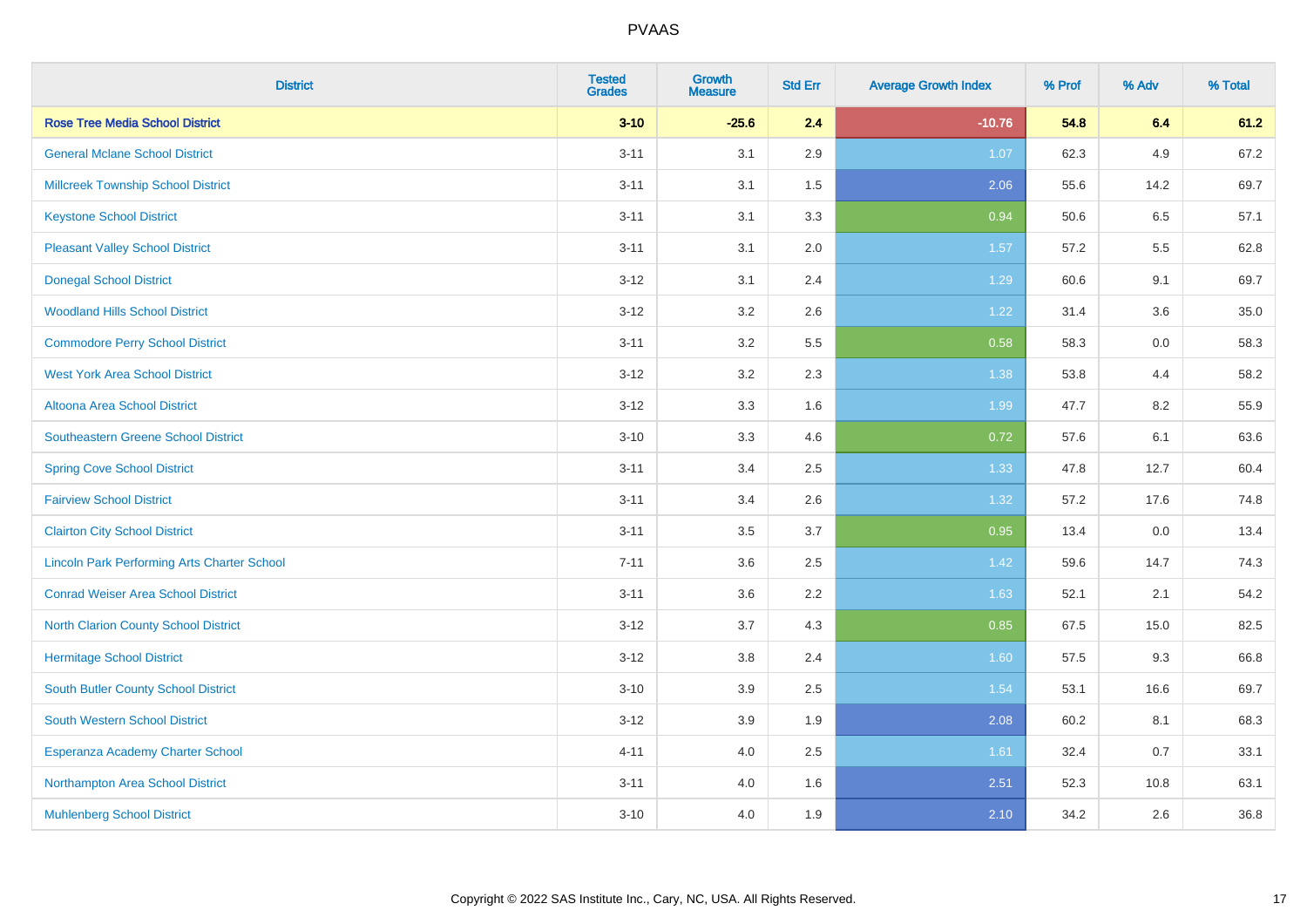PVAAS

| District | Tested Grades | Growth Measure | Std Err | Average Growth Index | % Prof | % Adv | % Total |
|---|---|---|---|---|---|---|---|
| **Rose Tree Media School District** | **3-10** | **-25.6** | **2.4** | **-10.76** | **54.8** | **6.4** | **61.2** |
| General Mclane School District | 3-11 | 3.1 | 2.9 | 1.07 | 62.3 | 4.9 | 67.2 |
| Millcreek Township School District | 3-11 | 3.1 | 1.5 | 2.06 | 55.6 | 14.2 | 69.7 |
| Keystone School District | 3-11 | 3.1 | 3.3 | 0.94 | 50.6 | 6.5 | 57.1 |
| Pleasant Valley School District | 3-11 | 3.1 | 2.0 | 1.57 | 57.2 | 5.5 | 62.8 |
| Donegal School District | 3-12 | 3.1 | 2.4 | 1.29 | 60.6 | 9.1 | 69.7 |
| Woodland Hills School District | 3-12 | 3.2 | 2.6 | 1.22 | 31.4 | 3.6 | 35.0 |
| Commodore Perry School District | 3-11 | 3.2 | 5.5 | 0.58 | 58.3 | 0.0 | 58.3 |
| West York Area School District | 3-12 | 3.2 | 2.3 | 1.38 | 53.8 | 4.4 | 58.2 |
| Altoona Area School District | 3-12 | 3.3 | 1.6 | 1.99 | 47.7 | 8.2 | 55.9 |
| Southeastern Greene School District | 3-10 | 3.3 | 4.6 | 0.72 | 57.6 | 6.1 | 63.6 |
| Spring Cove School District | 3-11 | 3.4 | 2.5 | 1.33 | 47.8 | 12.7 | 60.4 |
| Fairview School District | 3-11 | 3.4 | 2.6 | 1.32 | 57.2 | 17.6 | 74.8 |
| Clairton City School District | 3-11 | 3.5 | 3.7 | 0.95 | 13.4 | 0.0 | 13.4 |
| Lincoln Park Performing Arts Charter School | 7-11 | 3.6 | 2.5 | 1.42 | 59.6 | 14.7 | 74.3 |
| Conrad Weiser Area School District | 3-11 | 3.6 | 2.2 | 1.63 | 52.1 | 2.1 | 54.2 |
| North Clarion County School District | 3-12 | 3.7 | 4.3 | 0.85 | 67.5 | 15.0 | 82.5 |
| Hermitage School District | 3-12 | 3.8 | 2.4 | 1.60 | 57.5 | 9.3 | 66.8 |
| South Butler County School District | 3-10 | 3.9 | 2.5 | 1.54 | 53.1 | 16.6 | 69.7 |
| South Western School District | 3-12 | 3.9 | 1.9 | 2.08 | 60.2 | 8.1 | 68.3 |
| Esperanza Academy Charter School | 4-11 | 4.0 | 2.5 | 1.61 | 32.4 | 0.7 | 33.1 |
| Northampton Area School District | 3-11 | 4.0 | 1.6 | 2.51 | 52.3 | 10.8 | 63.1 |
| Muhlenberg School District | 3-10 | 4.0 | 1.9 | 2.10 | 34.2 | 2.6 | 36.8 |

Copyright © 2022 SAS Institute Inc., Cary, NC, USA. All Rights Reserved.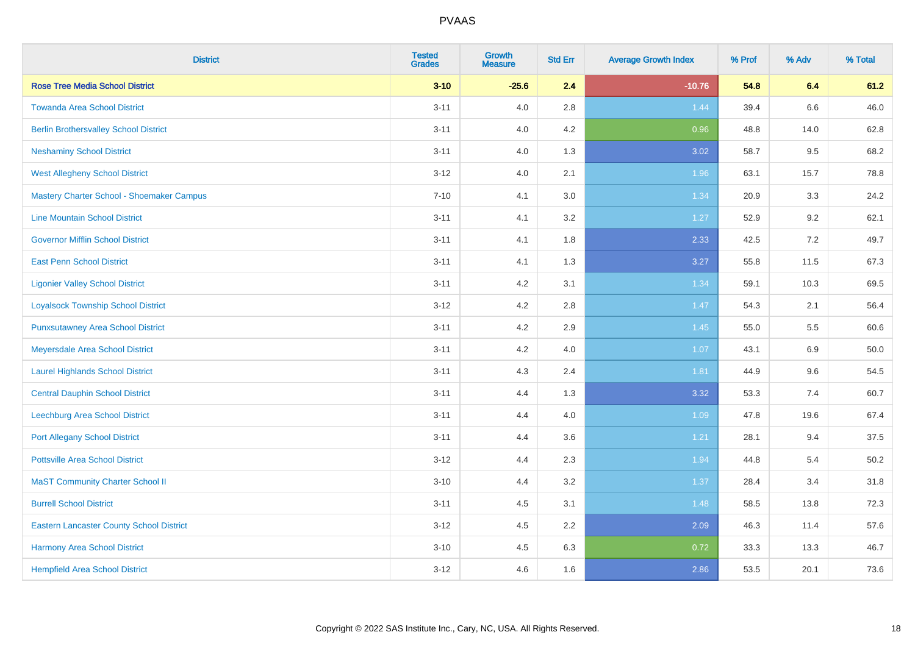# PVAAS

| District | Tested Grades | Growth Measure | Std Err | Average Growth Index | % Prof | % Adv | % Total |
|---|---|---|---|---|---|---|---|
| **Rose Tree Media School District** | **3-10** | **-25.6** | **2.4** | **-10.76** | **54.8** | **6.4** | **61.2** |
| Towanda Area School District | 3-11 | 4.0 | 2.8 | 1.44 | 39.4 | 6.6 | 46.0 |
| Berlin Brothersvalley School District | 3-11 | 4.0 | 4.2 | 0.96 | 48.8 | 14.0 | 62.8 |
| Neshaminy School District | 3-11 | 4.0 | 1.3 | 3.02 | 58.7 | 9.5 | 68.2 |
| West Allegheny School District | 3-12 | 4.0 | 2.1 | 1.96 | 63.1 | 15.7 | 78.8 |
| Mastery Charter School - Shoemaker Campus | 7-10 | 4.1 | 3.0 | 1.34 | 20.9 | 3.3 | 24.2 |
| Line Mountain School District | 3-11 | 4.1 | 3.2 | 1.27 | 52.9 | 9.2 | 62.1 |
| Governor Mifflin School District | 3-11 | 4.1 | 1.8 | 2.33 | 42.5 | 7.2 | 49.7 |
| East Penn School District | 3-11 | 4.1 | 1.3 | 3.27 | 55.8 | 11.5 | 67.3 |
| Ligonier Valley School District | 3-11 | 4.2 | 3.1 | 1.34 | 59.1 | 10.3 | 69.5 |
| Loyalsock Township School District | 3-12 | 4.2 | 2.8 | 1.47 | 54.3 | 2.1 | 56.4 |
| Punxsutawney Area School District | 3-11 | 4.2 | 2.9 | 1.45 | 55.0 | 5.5 | 60.6 |
| Meyersdale Area School District | 3-11 | 4.2 | 4.0 | 1.07 | 43.1 | 6.9 | 50.0 |
| Laurel Highlands School District | 3-11 | 4.3 | 2.4 | 1.81 | 44.9 | 9.6 | 54.5 |
| Central Dauphin School District | 3-11 | 4.4 | 1.3 | 3.32 | 53.3 | 7.4 | 60.7 |
| Leechburg Area School District | 3-11 | 4.4 | 4.0 | 1.09 | 47.8 | 19.6 | 67.4 |
| Port Allegany School District | 3-11 | 4.4 | 3.6 | 1.21 | 28.1 | 9.4 | 37.5 |
| Pottsville Area School District | 3-12 | 4.4 | 2.3 | 1.94 | 44.8 | 5.4 | 50.2 |
| MaST Community Charter School II | 3-10 | 4.4 | 3.2 | 1.37 | 28.4 | 3.4 | 31.8 |
| Burrell School District | 3-11 | 4.5 | 3.1 | 1.48 | 58.5 | 13.8 | 72.3 |
| Eastern Lancaster County School District | 3-12 | 4.5 | 2.2 | 2.09 | 46.3 | 11.4 | 57.6 |
| Harmony Area School District | 3-10 | 4.5 | 6.3 | 0.72 | 33.3 | 13.3 | 46.7 |
| Hempfield Area School District | 3-12 | 4.6 | 1.6 | 2.86 | 53.5 | 20.1 | 73.6 |

Copyright © 2022 SAS Institute Inc., Cary, NC, USA. All Rights Reserved.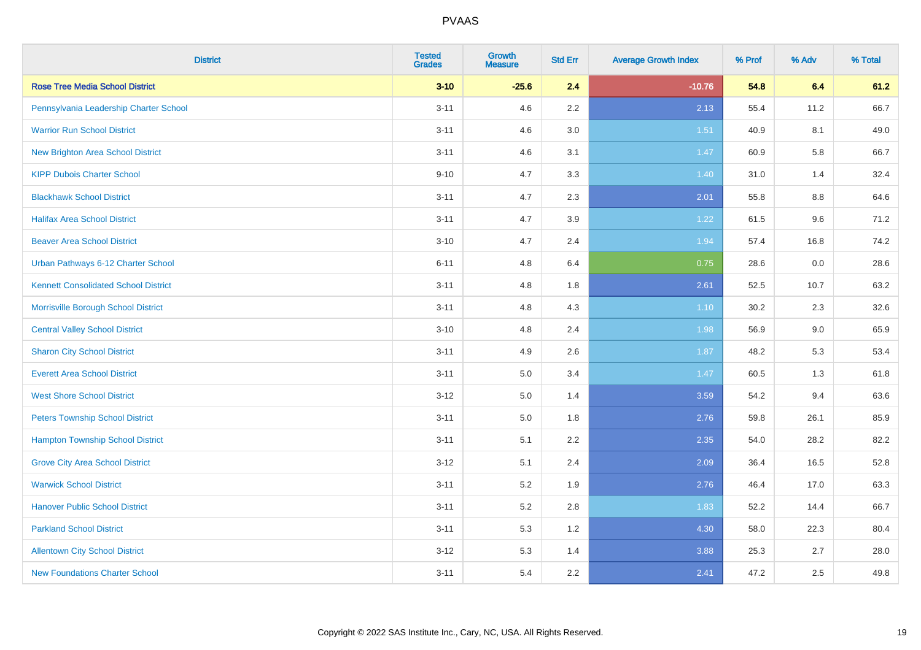# PVAAS

| District | Tested Grades | Growth Measure | Std Err | Average Growth Index | % Prof | % Adv | % Total |
|---|---|---|---|---|---|---|---|
| **Rose Tree Media School District** | **3-10** | **-25.6** | **2.4** | **-10.76** | **54.8** | **6.4** | **61.2** |
| Pennsylvania Leadership Charter School | 3-11 | 4.6 | 2.2 | 2.13 | 55.4 | 11.2 | 66.7 |
| Warrior Run School District | 3-11 | 4.6 | 3.0 | 1.51 | 40.9 | 8.1 | 49.0 |
| New Brighton Area School District | 3-11 | 4.6 | 3.1 | 1.47 | 60.9 | 5.8 | 66.7 |
| KIPP Dubois Charter School | 9-10 | 4.7 | 3.3 | 1.40 | 31.0 | 1.4 | 32.4 |
| Blackhawk School District | 3-11 | 4.7 | 2.3 | 2.01 | 55.8 | 8.8 | 64.6 |
| Halifax Area School District | 3-11 | 4.7 | 3.9 | 1.22 | 61.5 | 9.6 | 71.2 |
| Beaver Area School District | 3-10 | 4.7 | 2.4 | 1.94 | 57.4 | 16.8 | 74.2 |
| Urban Pathways 6-12 Charter School | 6-11 | 4.8 | 6.4 | 0.75 | 28.6 | 0.0 | 28.6 |
| Kennett Consolidated School District | 3-11 | 4.8 | 1.8 | 2.61 | 52.5 | 10.7 | 63.2 |
| Morrisville Borough School District | 3-11 | 4.8 | 4.3 | 1.10 | 30.2 | 2.3 | 32.6 |
| Central Valley School District | 3-10 | 4.8 | 2.4 | 1.98 | 56.9 | 9.0 | 65.9 |
| Sharon City School District | 3-11 | 4.9 | 2.6 | 1.87 | 48.2 | 5.3 | 53.4 |
| Everett Area School District | 3-11 | 5.0 | 3.4 | 1.47 | 60.5 | 1.3 | 61.8 |
| West Shore School District | 3-12 | 5.0 | 1.4 | 3.59 | 54.2 | 9.4 | 63.6 |
| Peters Township School District | 3-11 | 5.0 | 1.8 | 2.76 | 59.8 | 26.1 | 85.9 |
| Hampton Township School District | 3-11 | 5.1 | 2.2 | 2.35 | 54.0 | 28.2 | 82.2 |
| Grove City Area School District | 3-12 | 5.1 | 2.4 | 2.09 | 36.4 | 16.5 | 52.8 |
| Warwick School District | 3-11 | 5.2 | 1.9 | 2.76 | 46.4 | 17.0 | 63.3 |
| Hanover Public School District | 3-11 | 5.2 | 2.8 | 1.83 | 52.2 | 14.4 | 66.7 |
| Parkland School District | 3-11 | 5.3 | 1.2 | 4.30 | 58.0 | 22.3 | 80.4 |
| Allentown City School District | 3-12 | 5.3 | 1.4 | 3.88 | 25.3 | 2.7 | 28.0 |
| New Foundations Charter School | 3-11 | 5.4 | 2.2 | 2.41 | 47.2 | 2.5 | 49.8 |

Copyright © 2022 SAS Institute Inc., Cary, NC, USA. All Rights Reserved.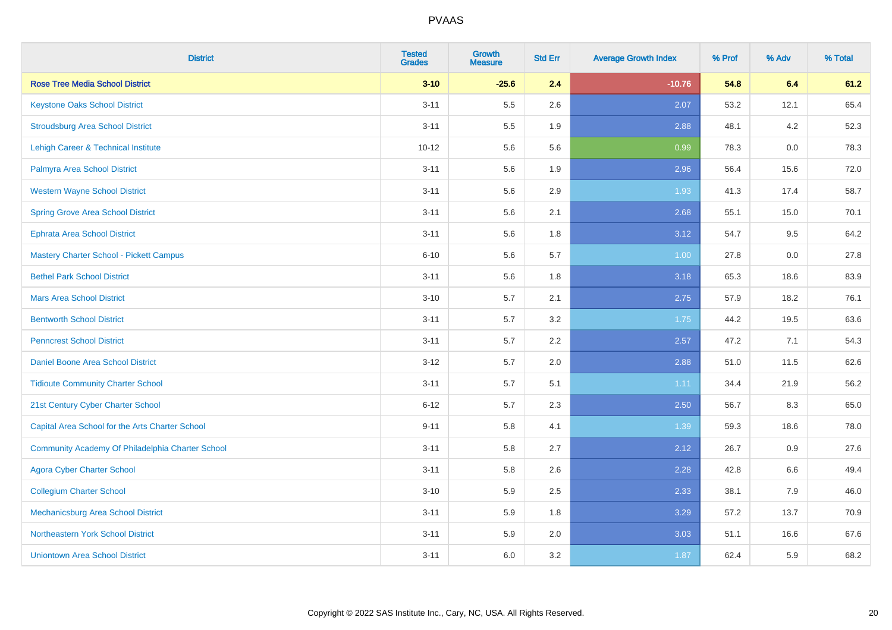| District | Tested Grades | Growth Measure | Std Err | Average Growth Index | % Prof | % Adv | % Total |
|---|---|---|---|---|---|---|---|
| **Rose Tree Media School District** | **3-10** | **-25.6** | **2.4** | **-10.76** | **54.8** | **6.4** | **61.2** |
| Keystone Oaks School District | 3-11 | 5.5 | 2.6 | 2.07 | 53.2 | 12.1 | 65.4 |
| Stroudsburg Area School District | 3-11 | 5.5 | 1.9 | 2.88 | 48.1 | 4.2 | 52.3 |
| Lehigh Career & Technical Institute | 10-12 | 5.6 | 5.6 | 0.99 | 78.3 | 0.0 | 78.3 |
| Palmyra Area School District | 3-11 | 5.6 | 1.9 | 2.96 | 56.4 | 15.6 | 72.0 |
| Western Wayne School District | 3-11 | 5.6 | 2.9 | 1.93 | 41.3 | 17.4 | 58.7 |
| Spring Grove Area School District | 3-11 | 5.6 | 2.1 | 2.68 | 55.1 | 15.0 | 70.1 |
| Ephrata Area School District | 3-11 | 5.6 | 1.8 | 3.12 | 54.7 | 9.5 | 64.2 |
| Mastery Charter School - Pickett Campus | 6-10 | 5.6 | 5.7 | 1.00 | 27.8 | 0.0 | 27.8 |
| Bethel Park School District | 3-11 | 5.6 | 1.8 | 3.18 | 65.3 | 18.6 | 83.9 |
| Mars Area School District | 3-10 | 5.7 | 2.1 | 2.75 | 57.9 | 18.2 | 76.1 |
| Bentworth School District | 3-11 | 5.7 | 3.2 | 1.75 | 44.2 | 19.5 | 63.6 |
| Penncrest School District | 3-11 | 5.7 | 2.2 | 2.57 | 47.2 | 7.1 | 54.3 |
| Daniel Boone Area School District | 3-12 | 5.7 | 2.0 | 2.88 | 51.0 | 11.5 | 62.6 |
| Tidioute Community Charter School | 3-11 | 5.7 | 5.1 | 1.11 | 34.4 | 21.9 | 56.2 |
| 21st Century Cyber Charter School | 6-12 | 5.7 | 2.3 | 2.50 | 56.7 | 8.3 | 65.0 |
| Capital Area School for the Arts Charter School | 9-11 | 5.8 | 4.1 | 1.39 | 59.3 | 18.6 | 78.0 |
| Community Academy Of Philadelphia Charter School | 3-11 | 5.8 | 2.7 | 2.12 | 26.7 | 0.9 | 27.6 |
| Agora Cyber Charter School | 3-11 | 5.8 | 2.6 | 2.28 | 42.8 | 6.6 | 49.4 |
| Collegium Charter School | 3-10 | 5.9 | 2.5 | 2.33 | 38.1 | 7.9 | 46.0 |
| Mechanicsburg Area School District | 3-11 | 5.9 | 1.8 | 3.29 | 57.2 | 13.7 | 70.9 |
| Northeastern York School District | 3-11 | 5.9 | 2.0 | 3.03 | 51.1 | 16.6 | 67.6 |
| Uniontown Area School District | 3-11 | 6.0 | 3.2 | 1.87 | 62.4 | 5.9 | 68.2 |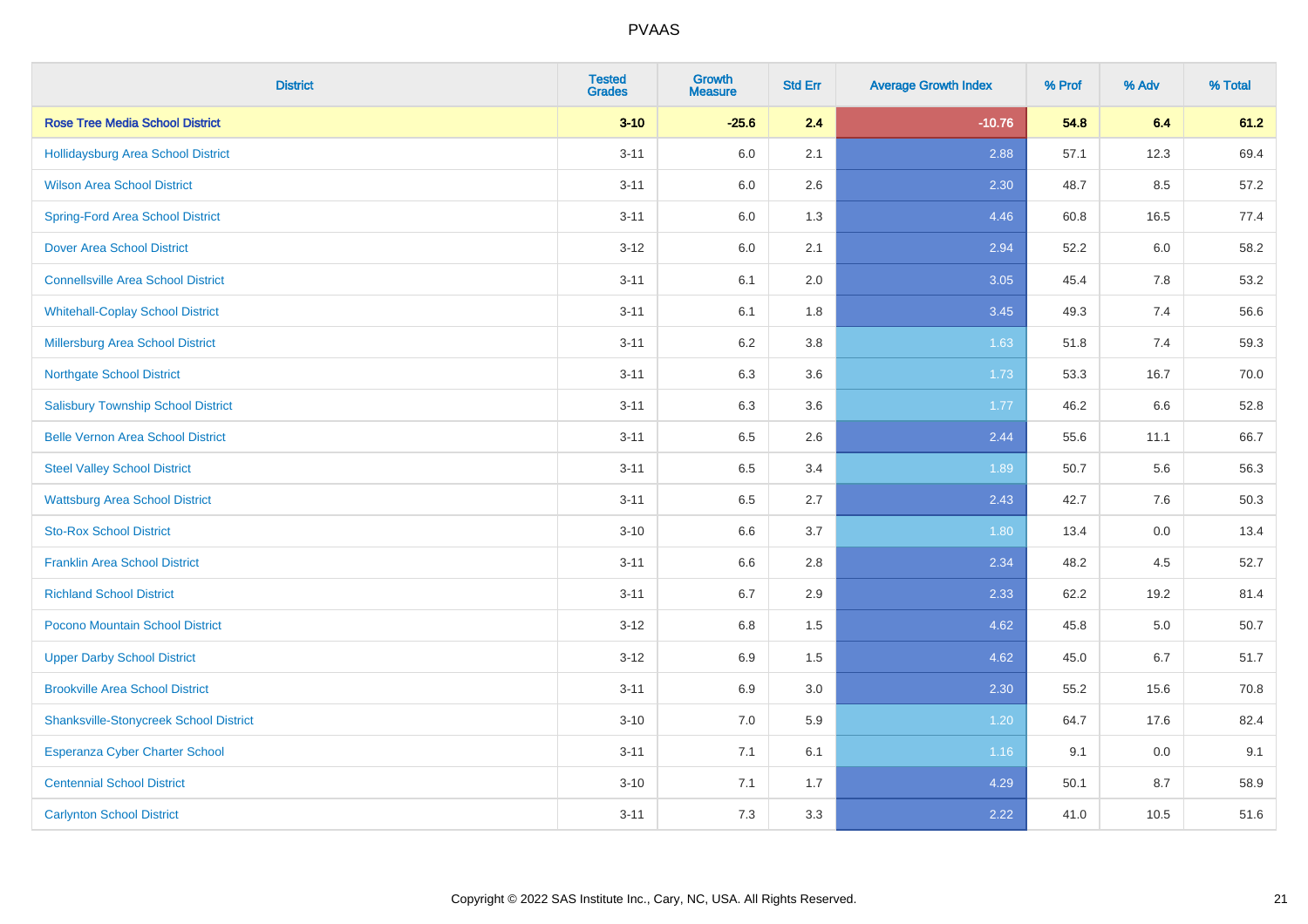| District | Tested Grades | Growth Measure | Std Err | Average Growth Index | % Prof | % Adv | % Total |
|---|---|---|---|---|---|---|---|
| **Rose Tree Media School District** | **3-10** | **-25.6** | **2.4** | **-10.76** | **54.8** | **6.4** | **61.2** |
| Hollidaysburg Area School District | 3-11 | 6.0 | 2.1 | 2.88 | 57.1 | 12.3 | 69.4 |
| Wilson Area School District | 3-11 | 6.0 | 2.6 | 2.30 | 48.7 | 8.5 | 57.2 |
| Spring-Ford Area School District | 3-11 | 6.0 | 1.3 | 4.46 | 60.8 | 16.5 | 77.4 |
| Dover Area School District | 3-12 | 6.0 | 2.1 | 2.94 | 52.2 | 6.0 | 58.2 |
| Connellsville Area School District | 3-11 | 6.1 | 2.0 | 3.05 | 45.4 | 7.8 | 53.2 |
| Whitehall-Coplay School District | 3-11 | 6.1 | 1.8 | 3.45 | 49.3 | 7.4 | 56.6 |
| Millersburg Area School District | 3-11 | 6.2 | 3.8 | 1.63 | 51.8 | 7.4 | 59.3 |
| Northgate School District | 3-11 | 6.3 | 3.6 | 1.73 | 53.3 | 16.7 | 70.0 |
| Salisbury Township School District | 3-11 | 6.3 | 3.6 | 1.77 | 46.2 | 6.6 | 52.8 |
| Belle Vernon Area School District | 3-11 | 6.5 | 2.6 | 2.44 | 55.6 | 11.1 | 66.7 |
| Steel Valley School District | 3-11 | 6.5 | 3.4 | 1.89 | 50.7 | 5.6 | 56.3 |
| Wattsburg Area School District | 3-11 | 6.5 | 2.7 | 2.43 | 42.7 | 7.6 | 50.3 |
| Sto-Rox School District | 3-10 | 6.6 | 3.7 | 1.80 | 13.4 | 0.0 | 13.4 |
| Franklin Area School District | 3-11 | 6.6 | 2.8 | 2.34 | 48.2 | 4.5 | 52.7 |
| Richland School District | 3-11 | 6.7 | 2.9 | 2.33 | 62.2 | 19.2 | 81.4 |
| Pocono Mountain School District | 3-12 | 6.8 | 1.5 | 4.62 | 45.8 | 5.0 | 50.7 |
| Upper Darby School District | 3-12 | 6.9 | 1.5 | 4.62 | 45.0 | 6.7 | 51.7 |
| Brookville Area School District | 3-11 | 6.9 | 3.0 | 2.30 | 55.2 | 15.6 | 70.8 |
| Shanksville-Stonycreek School District | 3-10 | 7.0 | 5.9 | 1.20 | 64.7 | 17.6 | 82.4 |
| Esperanza Cyber Charter School | 3-11 | 7.1 | 6.1 | 1.16 | 9.1 | 0.0 | 9.1 |
| Centennial School District | 3-10 | 7.1 | 1.7 | 4.29 | 50.1 | 8.7 | 58.9 |
| Carlynton School District | 3-11 | 7.3 | 3.3 | 2.22 | 41.0 | 10.5 | 51.6 |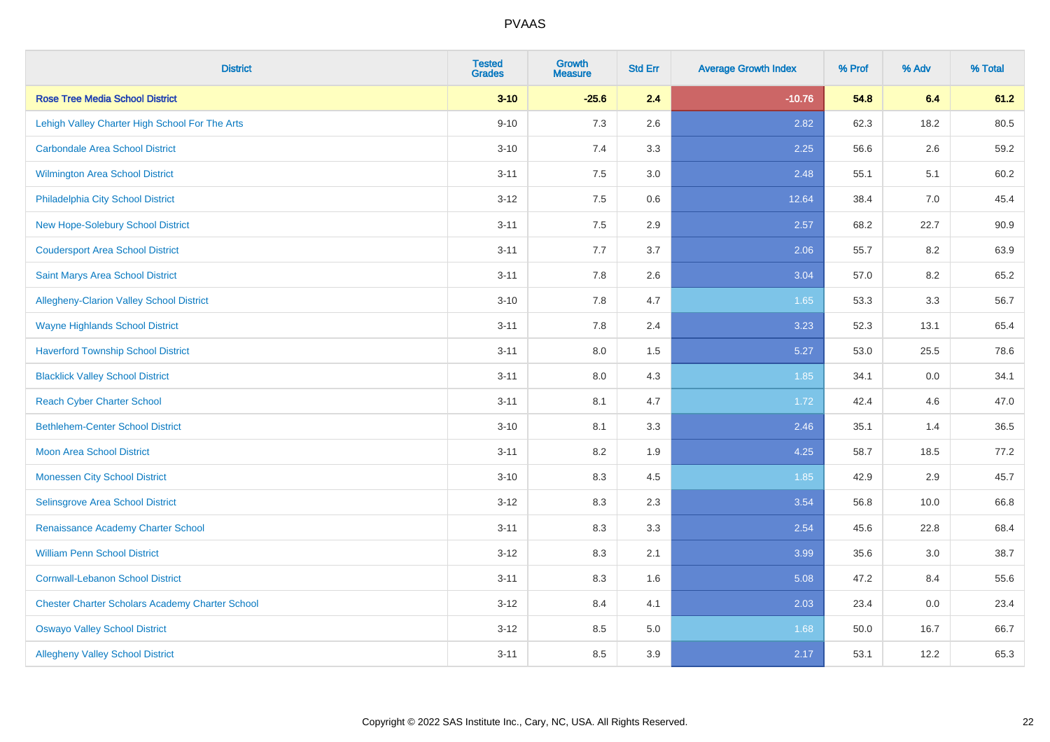# PVAAS

| District | Tested Grades | Growth Measure | Std Err | Average Growth Index | % Prof | % Adv | % Total |
|---|---|---|---|---|---|---|---|
| **Rose Tree Media School District** | **3-10** | **-25.6** | **2.4** | **-10.76** | **54.8** | **6.4** | **61.2** |
| Lehigh Valley Charter High School For The Arts | 9-10 | 7.3 | 2.6 | 2.82 | 62.3 | 18.2 | 80.5 |
| Carbondale Area School District | 3-10 | 7.4 | 3.3 | 2.25 | 56.6 | 2.6 | 59.2 |
| Wilmington Area School District | 3-11 | 7.5 | 3.0 | 2.48 | 55.1 | 5.1 | 60.2 |
| Philadelphia City School District | 3-12 | 7.5 | 0.6 | 12.64 | 38.4 | 7.0 | 45.4 |
| New Hope-Solebury School District | 3-11 | 7.5 | 2.9 | 2.57 | 68.2 | 22.7 | 90.9 |
| Coudersport Area School District | 3-11 | 7.7 | 3.7 | 2.06 | 55.7 | 8.2 | 63.9 |
| Saint Marys Area School District | 3-11 | 7.8 | 2.6 | 3.04 | 57.0 | 8.2 | 65.2 |
| Allegheny-Clarion Valley School District | 3-10 | 7.8 | 4.7 | 1.65 | 53.3 | 3.3 | 56.7 |
| Wayne Highlands School District | 3-11 | 7.8 | 2.4 | 3.23 | 52.3 | 13.1 | 65.4 |
| Haverford Township School District | 3-11 | 8.0 | 1.5 | 5.27 | 53.0 | 25.5 | 78.6 |
| Blacklick Valley School District | 3-11 | 8.0 | 4.3 | 1.85 | 34.1 | 0.0 | 34.1 |
| Reach Cyber Charter School | 3-11 | 8.1 | 4.7 | 1.72 | 42.4 | 4.6 | 47.0 |
| Bethlehem-Center School District | 3-10 | 8.1 | 3.3 | 2.46 | 35.1 | 1.4 | 36.5 |
| Moon Area School District | 3-11 | 8.2 | 1.9 | 4.25 | 58.7 | 18.5 | 77.2 |
| Monessen City School District | 3-10 | 8.3 | 4.5 | 1.85 | 42.9 | 2.9 | 45.7 |
| Selinsgrove Area School District | 3-12 | 8.3 | 2.3 | 3.54 | 56.8 | 10.0 | 66.8 |
| Renaissance Academy Charter School | 3-11 | 8.3 | 3.3 | 2.54 | 45.6 | 22.8 | 68.4 |
| William Penn School District | 3-12 | 8.3 | 2.1 | 3.99 | 35.6 | 3.0 | 38.7 |
| Cornwall-Lebanon School District | 3-11 | 8.3 | 1.6 | 5.08 | 47.2 | 8.4 | 55.6 |
| Chester Charter Scholars Academy Charter School | 3-12 | 8.4 | 4.1 | 2.03 | 23.4 | 0.0 | 23.4 |
| Oswayo Valley School District | 3-12 | 8.5 | 5.0 | 1.68 | 50.0 | 16.7 | 66.7 |
| Allegheny Valley School District | 3-11 | 8.5 | 3.9 | 2.17 | 53.1 | 12.2 | 65.3 |

Copyright © 2022 SAS Institute Inc., Cary, NC, USA. All Rights Reserved.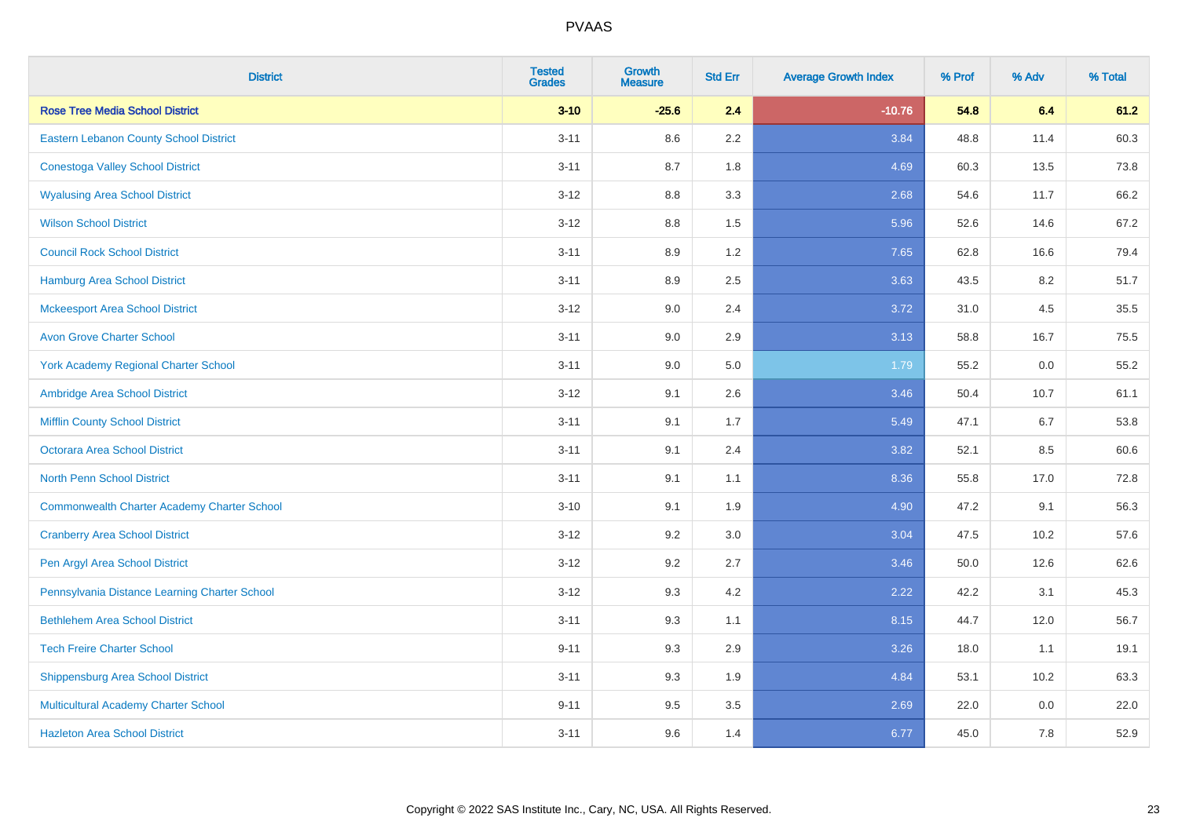# PVAAS

| District | Tested Grades | Growth Measure | Std Err | Average Growth Index | % Prof | % Adv | % Total |
|---|---|---|---|---|---|---|---|
| **Rose Tree Media School District** | **3-10** | **-25.6** | **2.4** | **-10.76** | **54.8** | **6.4** | **61.2** |
| Eastern Lebanon County School District | 3-11 | 8.6 | 2.2 | 3.84 | 48.8 | 11.4 | 60.3 |
| Conestoga Valley School District | 3-11 | 8.7 | 1.8 | 4.69 | 60.3 | 13.5 | 73.8 |
| Wyalusing Area School District | 3-12 | 8.8 | 3.3 | 2.68 | 54.6 | 11.7 | 66.2 |
| Wilson School District | 3-12 | 8.8 | 1.5 | 5.96 | 52.6 | 14.6 | 67.2 |
| Council Rock School District | 3-11 | 8.9 | 1.2 | 7.65 | 62.8 | 16.6 | 79.4 |
| Hamburg Area School District | 3-11 | 8.9 | 2.5 | 3.63 | 43.5 | 8.2 | 51.7 |
| Mckeesport Area School District | 3-12 | 9.0 | 2.4 | 3.72 | 31.0 | 4.5 | 35.5 |
| Avon Grove Charter School | 3-11 | 9.0 | 2.9 | 3.13 | 58.8 | 16.7 | 75.5 |
| York Academy Regional Charter School | 3-11 | 9.0 | 5.0 | 1.79 | 55.2 | 0.0 | 55.2 |
| Ambridge Area School District | 3-12 | 9.1 | 2.6 | 3.46 | 50.4 | 10.7 | 61.1 |
| Mifflin County School District | 3-11 | 9.1 | 1.7 | 5.49 | 47.1 | 6.7 | 53.8 |
| Octorara Area School District | 3-11 | 9.1 | 2.4 | 3.82 | 52.1 | 8.5 | 60.6 |
| North Penn School District | 3-11 | 9.1 | 1.1 | 8.36 | 55.8 | 17.0 | 72.8 |
| Commonwealth Charter Academy Charter School | 3-10 | 9.1 | 1.9 | 4.90 | 47.2 | 9.1 | 56.3 |
| Cranberry Area School District | 3-12 | 9.2 | 3.0 | 3.04 | 47.5 | 10.2 | 57.6 |
| Pen Argyl Area School District | 3-12 | 9.2 | 2.7 | 3.46 | 50.0 | 12.6 | 62.6 |
| Pennsylvania Distance Learning Charter School | 3-12 | 9.3 | 4.2 | 2.22 | 42.2 | 3.1 | 45.3 |
| Bethlehem Area School District | 3-11 | 9.3 | 1.1 | 8.15 | 44.7 | 12.0 | 56.7 |
| Tech Freire Charter School | 9-11 | 9.3 | 2.9 | 3.26 | 18.0 | 1.1 | 19.1 |
| Shippensburg Area School District | 3-11 | 9.3 | 1.9 | 4.84 | 53.1 | 10.2 | 63.3 |
| Multicultural Academy Charter School | 9-11 | 9.5 | 3.5 | 2.69 | 22.0 | 0.0 | 22.0 |
| Hazleton Area School District | 3-11 | 9.6 | 1.4 | 6.77 | 45.0 | 7.8 | 52.9 |

Copyright © 2022 SAS Institute Inc., Cary, NC, USA. All Rights Reserved.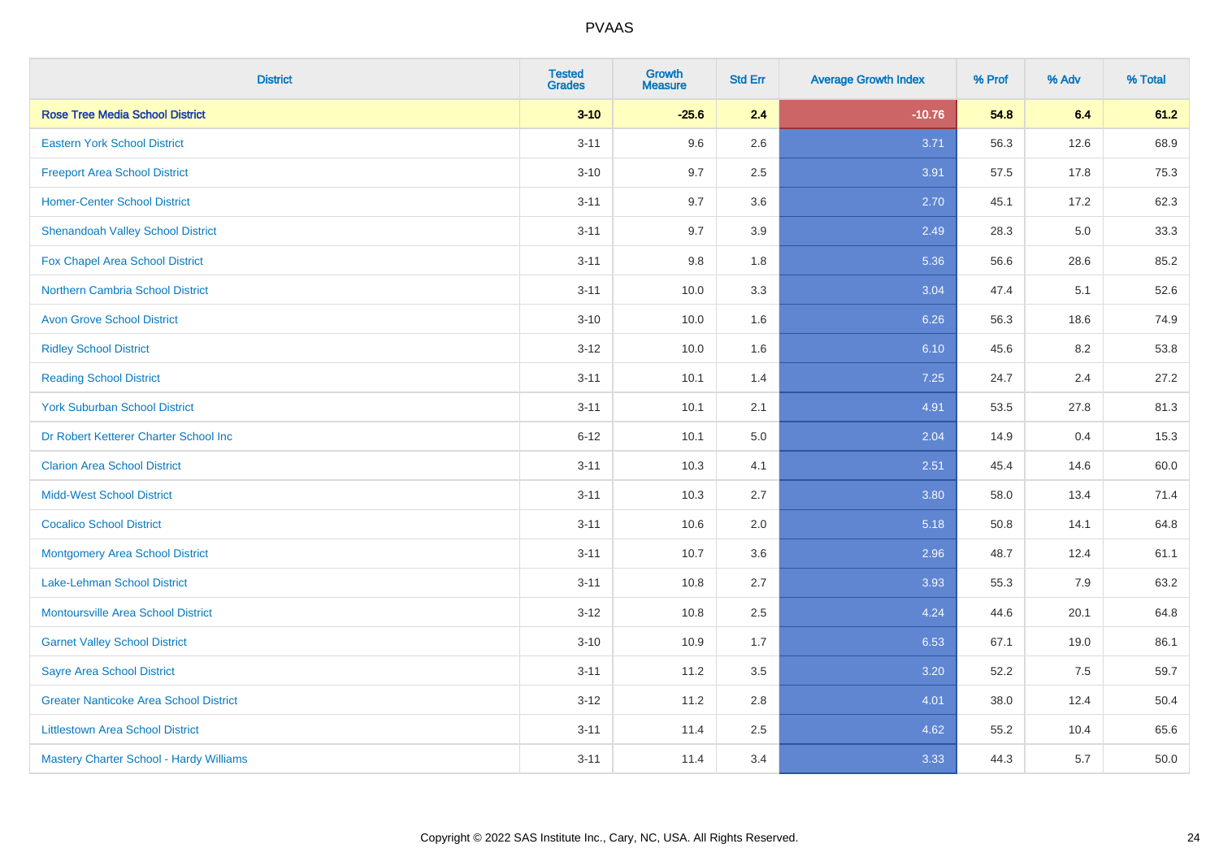# PVAAS

| District | Tested Grades | Growth Measure | Std Err | Average Growth Index | % Prof | % Adv | % Total |
|---|---|---|---|---|---|---|---|
| **Rose Tree Media School District** | **3-10** | **-25.6** | **2.4** | **-10.76** | **54.8** | **6.4** | **61.2** |
| Eastern York School District | 3-11 | 9.6 | 2.6 | 3.71 | 56.3 | 12.6 | 68.9 |
| Freeport Area School District | 3-10 | 9.7 | 2.5 | 3.91 | 57.5 | 17.8 | 75.3 |
| Homer-Center School District | 3-11 | 9.7 | 3.6 | 2.70 | 45.1 | 17.2 | 62.3 |
| Shenandoah Valley School District | 3-11 | 9.7 | 3.9 | 2.49 | 28.3 | 5.0 | 33.3 |
| Fox Chapel Area School District | 3-11 | 9.8 | 1.8 | 5.36 | 56.6 | 28.6 | 85.2 |
| Northern Cambria School District | 3-11 | 10.0 | 3.3 | 3.04 | 47.4 | 5.1 | 52.6 |
| Avon Grove School District | 3-10 | 10.0 | 1.6 | 6.26 | 56.3 | 18.6 | 74.9 |
| Ridley School District | 3-12 | 10.0 | 1.6 | 6.10 | 45.6 | 8.2 | 53.8 |
| Reading School District | 3-11 | 10.1 | 1.4 | 7.25 | 24.7 | 2.4 | 27.2 |
| York Suburban School District | 3-11 | 10.1 | 2.1 | 4.91 | 53.5 | 27.8 | 81.3 |
| Dr Robert Ketterer Charter School Inc | 6-12 | 10.1 | 5.0 | 2.04 | 14.9 | 0.4 | 15.3 |
| Clarion Area School District | 3-11 | 10.3 | 4.1 | 2.51 | 45.4 | 14.6 | 60.0 |
| Midd-West School District | 3-11 | 10.3 | 2.7 | 3.80 | 58.0 | 13.4 | 71.4 |
| Cocalico School District | 3-11 | 10.6 | 2.0 | 5.18 | 50.8 | 14.1 | 64.8 |
| Montgomery Area School District | 3-11 | 10.7 | 3.6 | 2.96 | 48.7 | 12.4 | 61.1 |
| Lake-Lehman School District | 3-11 | 10.8 | 2.7 | 3.93 | 55.3 | 7.9 | 63.2 |
| Montoursville Area School District | 3-12 | 10.8 | 2.5 | 4.24 | 44.6 | 20.1 | 64.8 |
| Garnet Valley School District | 3-10 | 10.9 | 1.7 | 6.53 | 67.1 | 19.0 | 86.1 |
| Sayre Area School District | 3-11 | 11.2 | 3.5 | 3.20 | 52.2 | 7.5 | 59.7 |
| Greater Nanticoke Area School District | 3-12 | 11.2 | 2.8 | 4.01 | 38.0 | 12.4 | 50.4 |
| Littlestown Area School District | 3-11 | 11.4 | 2.5 | 4.62 | 55.2 | 10.4 | 65.6 |
| Mastery Charter School - Hardy Williams | 3-11 | 11.4 | 3.4 | 3.33 | 44.3 | 5.7 | 50.0 |

Copyright © 2022 SAS Institute Inc., Cary, NC, USA. All Rights Reserved.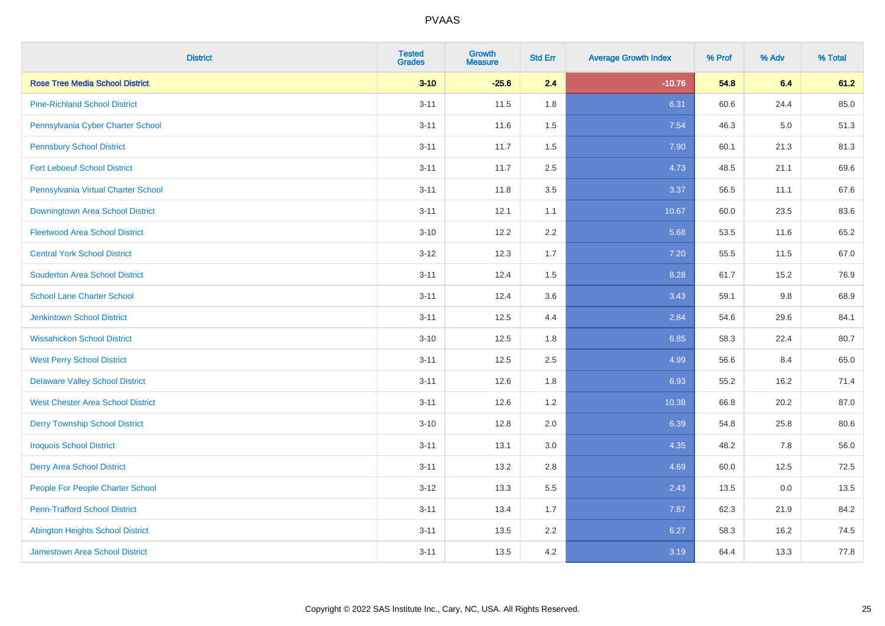PVAAS

| District | Tested Grades | Growth Measure | Std Err | Average Growth Index | % Prof | % Adv | % Total |
|---|---|---|---|---|---|---|---|
| **Rose Tree Media School District** | **3-10** | **-25.6** | **2.4** | **-10.76** | **54.8** | **6.4** | **61.2** |
| Pine-Richland School District | 3-11 | 11.5 | 1.8 | 6.31 | 60.6 | 24.4 | 85.0 |
| Pennsylvania Cyber Charter School | 3-11 | 11.6 | 1.5 | 7.54 | 46.3 | 5.0 | 51.3 |
| Pennsbury School District | 3-11 | 11.7 | 1.5 | 7.90 | 60.1 | 21.3 | 81.3 |
| Fort Leboeuf School District | 3-11 | 11.7 | 2.5 | 4.73 | 48.5 | 21.1 | 69.6 |
| Pennsylvania Virtual Charter School | 3-11 | 11.8 | 3.5 | 3.37 | 56.5 | 11.1 | 67.6 |
| Downingtown Area School District | 3-11 | 12.1 | 1.1 | 10.67 | 60.0 | 23.5 | 83.6 |
| Fleetwood Area School District | 3-10 | 12.2 | 2.2 | 5.68 | 53.5 | 11.6 | 65.2 |
| Central York School District | 3-12 | 12.3 | 1.7 | 7.20 | 55.5 | 11.5 | 67.0 |
| Souderton Area School District | 3-11 | 12.4 | 1.5 | 8.28 | 61.7 | 15.2 | 76.9 |
| School Lane Charter School | 3-11 | 12.4 | 3.6 | 3.43 | 59.1 | 9.8 | 68.9 |
| Jenkintown School District | 3-11 | 12.5 | 4.4 | 2.84 | 54.6 | 29.6 | 84.1 |
| Wissahickon School District | 3-10 | 12.5 | 1.8 | 6.85 | 58.3 | 22.4 | 80.7 |
| West Perry School District | 3-11 | 12.5 | 2.5 | 4.99 | 56.6 | 8.4 | 65.0 |
| Delaware Valley School District | 3-11 | 12.6 | 1.8 | 6.93 | 55.2 | 16.2 | 71.4 |
| West Chester Area School District | 3-11 | 12.6 | 1.2 | 10.38 | 66.8 | 20.2 | 87.0 |
| Derry Township School District | 3-10 | 12.8 | 2.0 | 6.39 | 54.8 | 25.8 | 80.6 |
| Iroquois School District | 3-11 | 13.1 | 3.0 | 4.35 | 48.2 | 7.8 | 56.0 |
| Derry Area School District | 3-11 | 13.2 | 2.8 | 4.69 | 60.0 | 12.5 | 72.5 |
| People For People Charter School | 3-12 | 13.3 | 5.5 | 2.43 | 13.5 | 0.0 | 13.5 |
| Penn-Trafford School District | 3-11 | 13.4 | 1.7 | 7.87 | 62.3 | 21.9 | 84.2 |
| Abington Heights School District | 3-11 | 13.5 | 2.2 | 6.27 | 58.3 | 16.2 | 74.5 |
| Jamestown Area School District | 3-11 | 13.5 | 4.2 | 3.19 | 64.4 | 13.3 | 77.8 |

Copyright © 2022 SAS Institute Inc., Cary, NC, USA. All Rights Reserved.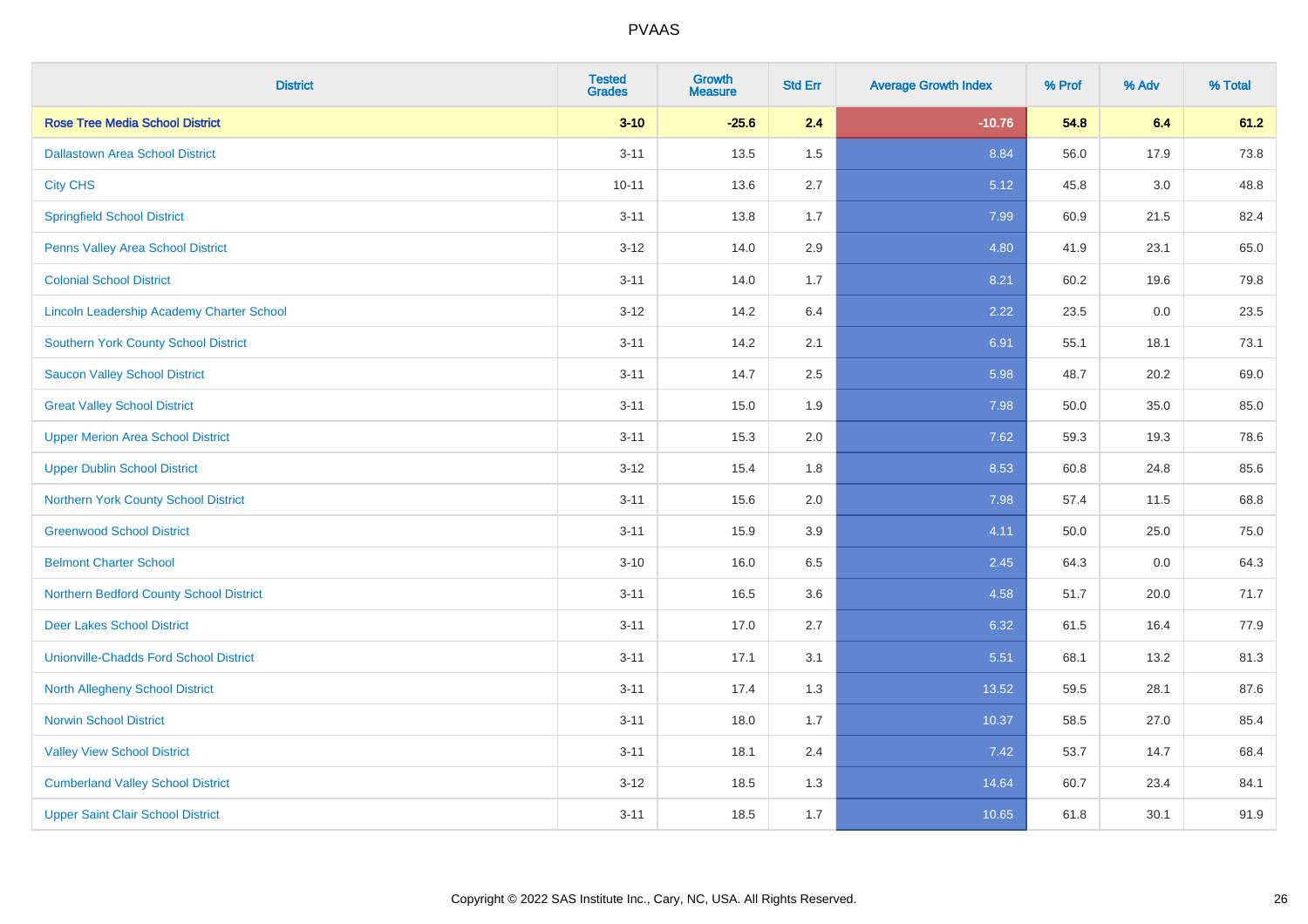# PVAAS

| District | Tested Grades | Growth Measure | Std Err | Average Growth Index | % Prof | % Adv | % Total |
|---|---|---|---|---|---|---|---|
| **Rose Tree Media School District** | **3-10** | **-25.6** | **2.4** | **-10.76** | **54.8** | **6.4** | **61.2** |
| Dallastown Area School District | 3-11 | 13.5 | 1.5 | 8.84 | 56.0 | 17.9 | 73.8 |
| City CHS | 10-11 | 13.6 | 2.7 | 5.12 | 45.8 | 3.0 | 48.8 |
| Springfield School District | 3-11 | 13.8 | 1.7 | 7.99 | 60.9 | 21.5 | 82.4 |
| Penns Valley Area School District | 3-12 | 14.0 | 2.9 | 4.80 | 41.9 | 23.1 | 65.0 |
| Colonial School District | 3-11 | 14.0 | 1.7 | 8.21 | 60.2 | 19.6 | 79.8 |
| Lincoln Leadership Academy Charter School | 3-12 | 14.2 | 6.4 | 2.22 | 23.5 | 0.0 | 23.5 |
| Southern York County School District | 3-11 | 14.2 | 2.1 | 6.91 | 55.1 | 18.1 | 73.1 |
| Saucon Valley School District | 3-11 | 14.7 | 2.5 | 5.98 | 48.7 | 20.2 | 69.0 |
| Great Valley School District | 3-11 | 15.0 | 1.9 | 7.98 | 50.0 | 35.0 | 85.0 |
| Upper Merion Area School District | 3-11 | 15.3 | 2.0 | 7.62 | 59.3 | 19.3 | 78.6 |
| Upper Dublin School District | 3-12 | 15.4 | 1.8 | 8.53 | 60.8 | 24.8 | 85.6 |
| Northern York County School District | 3-11 | 15.6 | 2.0 | 7.98 | 57.4 | 11.5 | 68.8 |
| Greenwood School District | 3-11 | 15.9 | 3.9 | 4.11 | 50.0 | 25.0 | 75.0 |
| Belmont Charter School | 3-10 | 16.0 | 6.5 | 2.45 | 64.3 | 0.0 | 64.3 |
| Northern Bedford County School District | 3-11 | 16.5 | 3.6 | 4.58 | 51.7 | 20.0 | 71.7 |
| Deer Lakes School District | 3-11 | 17.0 | 2.7 | 6.32 | 61.5 | 16.4 | 77.9 |
| Unionville-Chadds Ford School District | 3-11 | 17.1 | 3.1 | 5.51 | 68.1 | 13.2 | 81.3 |
| North Allegheny School District | 3-11 | 17.4 | 1.3 | 13.52 | 59.5 | 28.1 | 87.6 |
| Norwin School District | 3-11 | 18.0 | 1.7 | 10.37 | 58.5 | 27.0 | 85.4 |
| Valley View School District | 3-11 | 18.1 | 2.4 | 7.42 | 53.7 | 14.7 | 68.4 |
| Cumberland Valley School District | 3-12 | 18.5 | 1.3 | 14.64 | 60.7 | 23.4 | 84.1 |
| Upper Saint Clair School District | 3-11 | 18.5 | 1.7 | 10.65 | 61.8 | 30.1 | 91.9 |

Copyright © 2022 SAS Institute Inc., Cary, NC, USA. All Rights Reserved.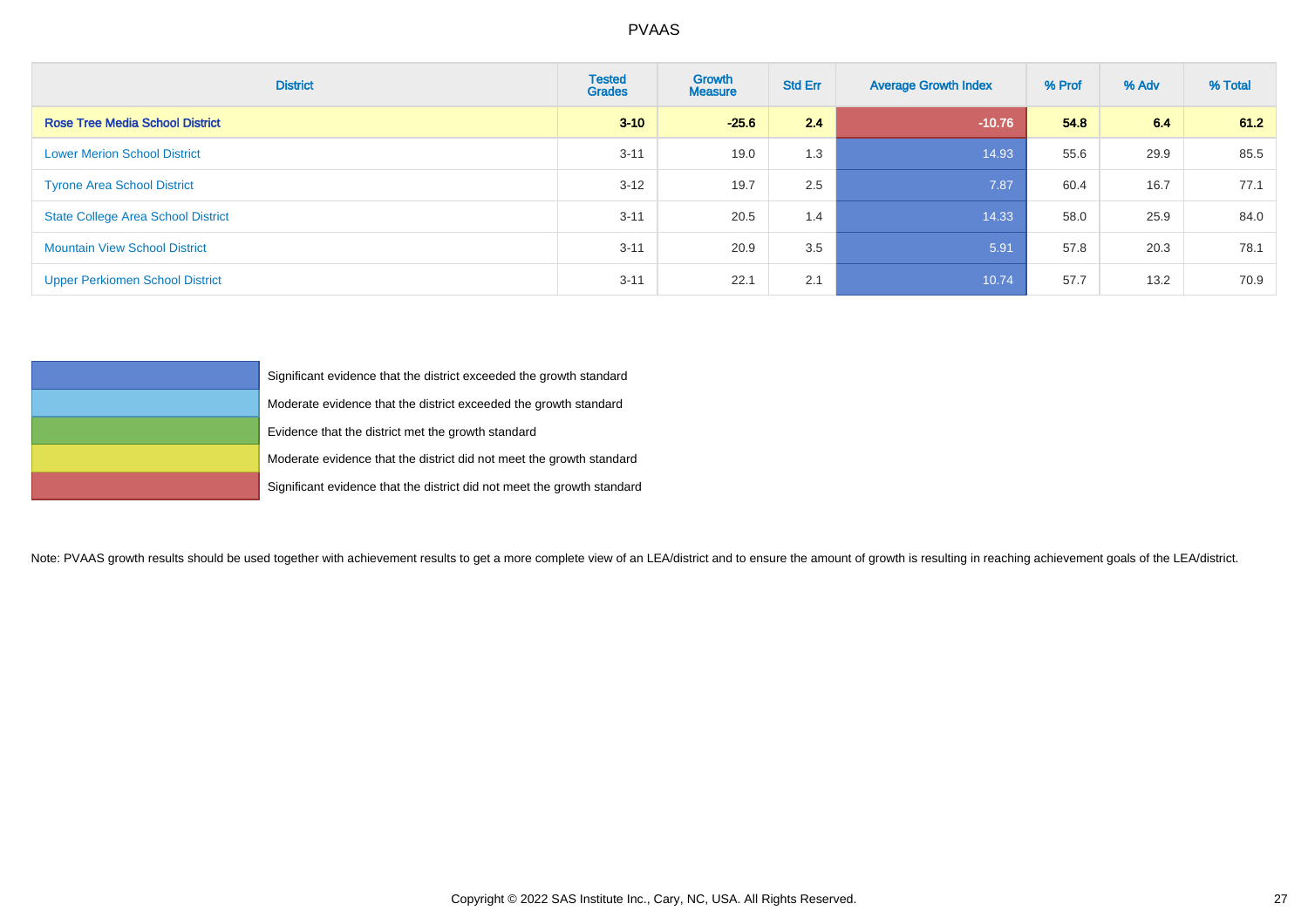# PVAAS

| District | Tested Grades | Growth Measure | Std Err | Average Growth Index | % Prof | % Adv | % Total |
|---|---|---|---|---|---|---|---|
| **Rose Tree Media School District** | **3-10** | **-25.6** | **2.4** | **-10.76** | **54.8** | **6.4** | **61.2** |
| Lower Merion School District | 3-11 | 19.0 | 1.3 | 14.93 | 55.6 | 29.9 | 85.5 |
| Tyrone Area School District | 3-12 | 19.7 | 2.5 | 7.87 | 60.4 | 16.7 | 77.1 |
| State College Area School District | 3-11 | 20.5 | 1.4 | 14.33 | 58.0 | 25.9 | 84.0 |
| Mountain View School District | 3-11 | 20.9 | 3.5 | 5.91 | 57.8 | 20.3 | 78.1 |
| Upper Perkiomen School District | 3-11 | 22.1 | 2.1 | 10.74 | 57.7 | 13.2 | 70.9 |

Significant evidence that the district exceeded the growth standard

Moderate evidence that the district exceeded the growth standard

Evidence that the district met the growth standard

Moderate evidence that the district did not meet the growth standard

Significant evidence that the district did not meet the growth standard

Note: PVAAS growth results should be used together with achievement results to get a more complete view of an LEA/district and to ensure the amount of growth is resulting in reaching achievement goals of the LEA/district.

Copyright © 2022 SAS Institute Inc., Cary, NC, USA. All Rights Reserved.